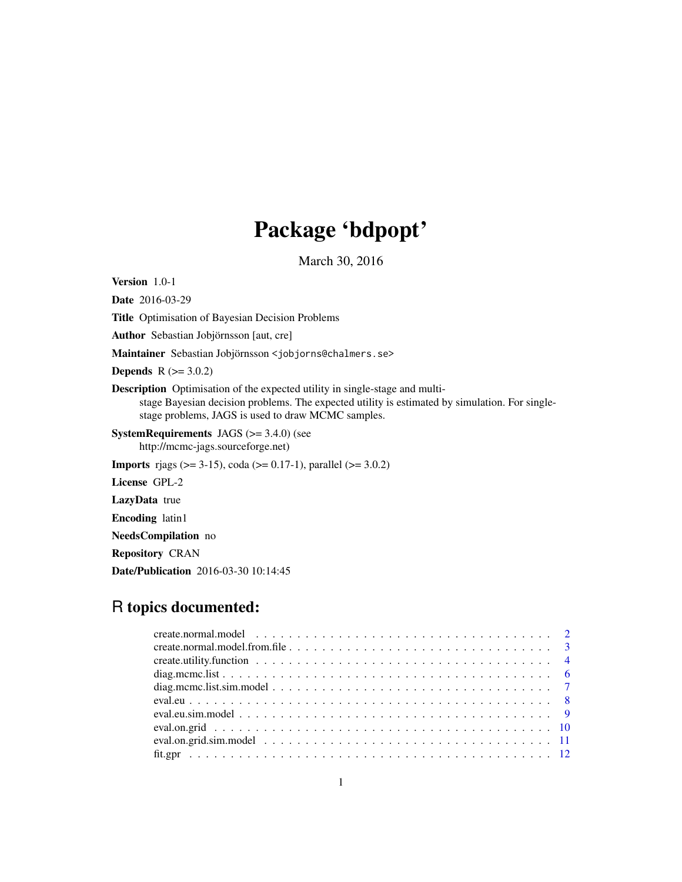# Package 'bdpopt'

March 30, 2016

**Version** 1.0-1

**Date** 2016-03-29

**Title** Optimisation of Bayesian Decision Problems

**Author** Sebastian Jobjörnsson [aut, cre]

**Maintainer** Sebastian Jobjörnsson <jobjorns@chalmers.se>

**Depends** R (>= 3.0.2)

**Description** Optimisation of the expected utility in single-stage and multi-stage Bayesian decision problems. The expected utility is estimated by simulation. For single-stage problems, JAGS is used to draw MCMC samples.

**SystemRequirements** JAGS (>= 3.4.0) (see http://mcmc-jags.sourceforge.net)

**Imports** rjags (>= 3-15), coda (>= 0.17-1), parallel (>= 3.0.2)

**License** GPL-2

**LazyData** true

**Encoding** latin1

**NeedsCompilation** no

**Repository** CRAN

**Date/Publication** 2016-03-30 10:14:45

## R topics documented:

| | |
|---|---|
| create.normal.model | 2 |
| create.normal.model.from.file | 3 |
| create.utility.function | 4 |
| diag.mcmc.list | 6 |
| diag.mcmc.list.sim.model | 7 |
| eval.eu | 8 |
| eval.eu.sim.model | 9 |
| eval.on.grid | 10 |
| eval.on.grid.sim.model | 11 |
| fit.gpr | 12 |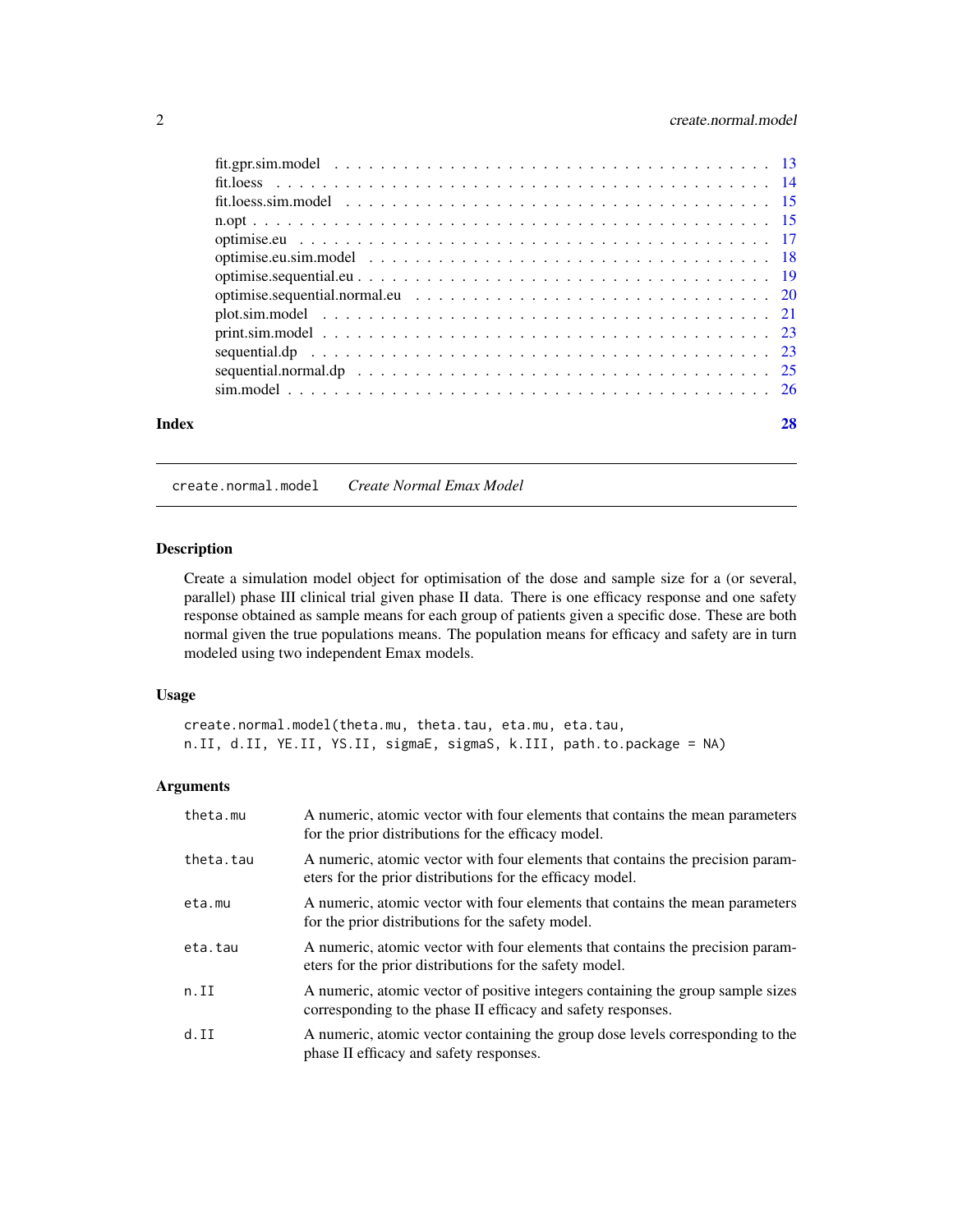| | |
|---|---|
| fit.gpr.sim.model | 13 |
| fit.loess | 14 |
| fit.loess.sim.model | 15 |
| n.opt | 15 |
| optimise.eu | 17 |
| optimise.eu.sim.model | 18 |
| optimise.sequential.eu | 19 |
| optimise.sequential.normal.eu | 20 |
| plot.sim.model | 21 |
| print.sim.model | 23 |
| sequential.dp | 23 |
| sequential.normal.dp | 25 |
| sim.model | 26 |

**Index** **28**

---

## create.normal.model *Create Normal Emax Model*

### Description

Create a simulation model object for optimisation of the dose and sample size for a (or several, parallel) phase III clinical trial given phase II data. There is one efficacy response and one safety response obtained as sample means for each group of patients given a specific dose. These are both normal given the true populations means. The population means for efficacy and safety are in turn modeled using two independent Emax models.

### Usage

```
create.normal.model(theta.mu, theta.tau, eta.mu, eta.tau,
n.II, d.II, YE.II, YS.II, sigmaE, sigmaS, k.III, path.to.package = NA)
```

### Arguments

| | |
|---|---|
| theta.mu | A numeric, atomic vector with four elements that contains the mean parameters for the prior distributions for the efficacy model. |
| theta.tau | A numeric, atomic vector with four elements that contains the precision parameters for the prior distributions for the efficacy model. |
| eta.mu | A numeric, atomic vector with four elements that contains the mean parameters for the prior distributions for the safety model. |
| eta.tau | A numeric, atomic vector with four elements that contains the precision parameters for the prior distributions for the safety model. |
| n.II | A numeric, atomic vector of positive integers containing the group sample sizes corresponding to the phase II efficacy and safety responses. |
| d.II | A numeric, atomic vector containing the group dose levels corresponding to the phase II efficacy and safety responses. |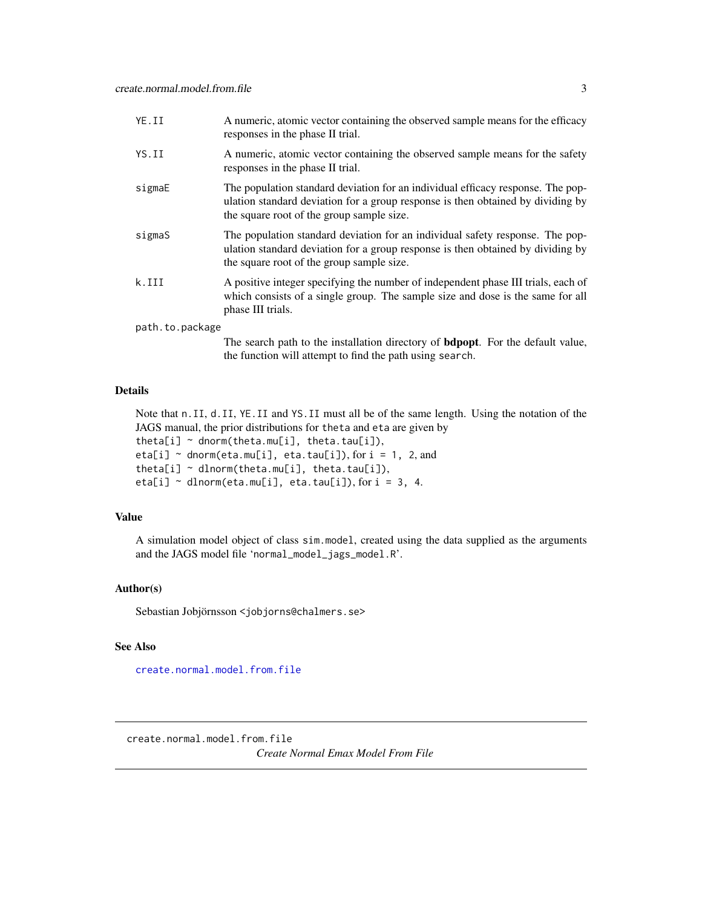| | |
|---|---|
| `YE.II` | A numeric, atomic vector containing the observed sample means for the efficacy responses in the phase II trial. |
| `YS.II` | A numeric, atomic vector containing the observed sample means for the safety responses in the phase II trial. |
| `sigmaE` | The population standard deviation for an individual efficacy response. The population standard deviation for a group response is then obtained by dividing by the square root of the group sample size. |
| `sigmaS` | The population standard deviation for an individual safety response. The population standard deviation for a group response is then obtained by dividing by the square root of the group sample size. |
| `k.III` | A positive integer specifying the number of independent phase III trials, each of which consists of a single group. The sample size and dose is the same for all phase III trials. |
| `path.to.package` | The search path to the installation directory of **bdpopt**. For the default value, the function will attempt to find the path using `search`. |

### Details

Note that `n.II`, `d.II`, `YE.II` and `YS.II` must all be of the same length. Using the notation of the JAGS manual, the prior distributions for `theta` and `eta` are given by
`theta[i] ~ dnorm(theta.mu[i], theta.tau[i])`,
`eta[i] ~ dnorm(eta.mu[i], eta.tau[i])`, for `i = 1, 2`, and
`theta[i] ~ dlnorm(theta.mu[i], theta.tau[i])`,
`eta[i] ~ dlnorm(eta.mu[i], eta.tau[i])`, for `i = 3, 4`.

### Value

A simulation model object of class `sim.model`, created using the data supplied as the arguments and the JAGS model file '`normal_model_jags_model.R`'.

### Author(s)

Sebastian Jobjörnsson <jobjorns@chalmers.se>

### See Also

`create.normal.model.from.file`

---

## create.normal.model.from.file

*Create Normal Emax Model From File*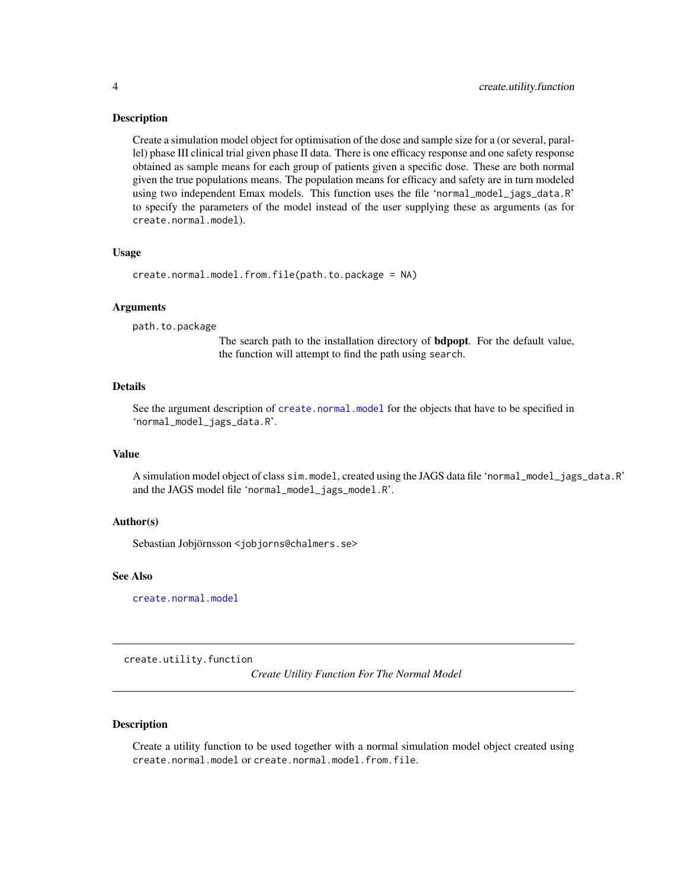### Description

Create a simulation model object for optimisation of the dose and sample size for a (or several, parallel) phase III clinical trial given phase II data. There is one efficacy response and one safety response obtained as sample means for each group of patients given a specific dose. These are both normal given the true populations means. The population means for efficacy and safety are in turn modeled using two independent Emax models. This function uses the file 'normal_model_jags_data.R' to specify the parameters of the model instead of the user supplying these as arguments (as for `create.normal.model`).

### Usage

```
create.normal.model.from.file(path.to.package = NA)
```

### Arguments

`path.to.package`
: The search path to the installation directory of **bdpopt**. For the default value, the function will attempt to find the path using `search`.

### Details

See the argument description of `create.normal.model` for the objects that have to be specified in 'normal_model_jags_data.R'.

### Value

A simulation model object of class `sim.model`, created using the JAGS data file 'normal_model_jags_data.R' and the JAGS model file 'normal_model_jags_model.R'.

### Author(s)

Sebastian Jobjörnsson <jobjorns@chalmers.se>

### See Also

`create.normal.model`

---

## create.utility.function — *Create Utility Function For The Normal Model*

---

### Description

Create a utility function to be used together with a normal simulation model object created using `create.normal.model` or `create.normal.model.from.file`.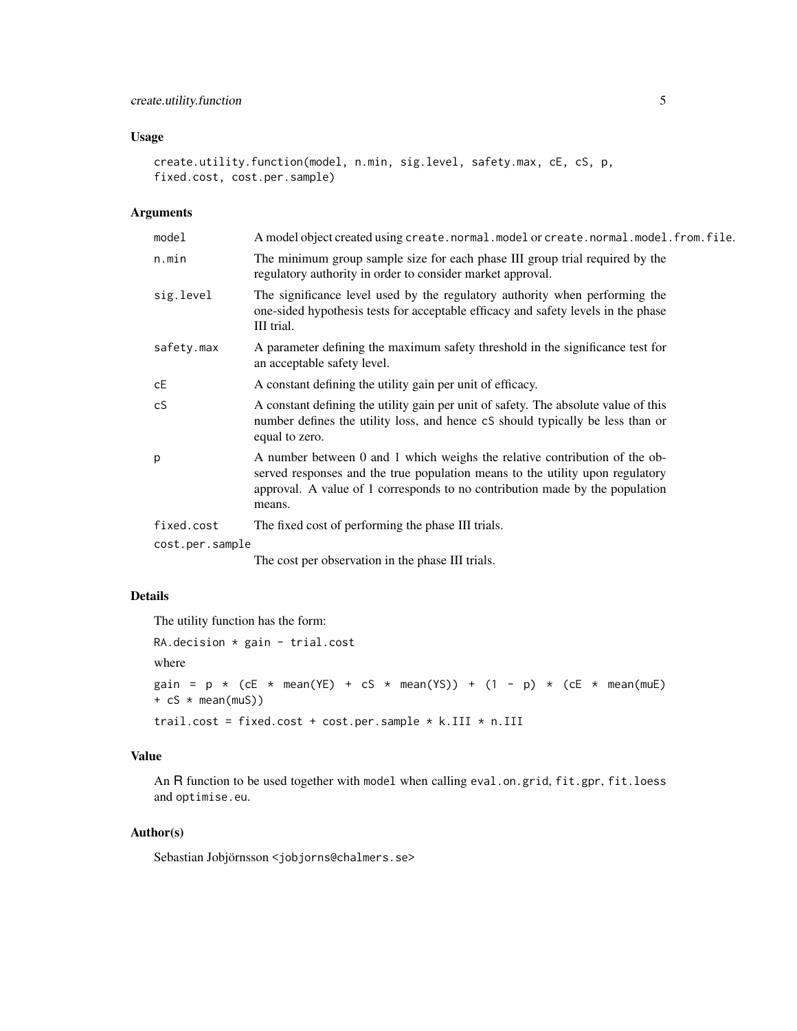### Usage

```
create.utility.function(model, n.min, sig.level, safety.max, cE, cS, p,
fixed.cost, cost.per.sample)
```

### Arguments

| | |
|---|---|
| `model` | A model object created using `create.normal.model` or `create.normal.model.from.file`. |
| `n.min` | The minimum group sample size for each phase III group trial required by the regulatory authority in order to consider market approval. |
| `sig.level` | The significance level used by the regulatory authority when performing the one-sided hypothesis tests for acceptable efficacy and safety levels in the phase III trial. |
| `safety.max` | A parameter defining the maximum safety threshold in the significance test for an acceptable safety level. |
| `cE` | A constant defining the utility gain per unit of efficacy. |
| `cS` | A constant defining the utility gain per unit of safety. The absolute value of this number defines the utility loss, and hence `cS` should typically be less than or equal to zero. |
| `p` | A number between 0 and 1 which weighs the relative contribution of the observed responses and the true population means to the utility upon regulatory approval. A value of 1 corresponds to no contribution made by the population means. |
| `fixed.cost` | The fixed cost of performing the phase III trials. |
| `cost.per.sample` | The cost per observation in the phase III trials. |

### Details

The utility function has the form:

```
RA.decision * gain - trial.cost
```

where

```
gain = p * (cE * mean(YE) + cS * mean(YS)) + (1 - p) * (cE * mean(muE)
+ cS * mean(muS))
```

```
trail.cost = fixed.cost + cost.per.sample * k.III * n.III
```

### Value

An R function to be used together with `model` when calling `eval.on.grid`, `fit.gpr`, `fit.loess` and `optimise.eu`.

### Author(s)

Sebastian Jobjörnsson <jobjorns@chalmers.se>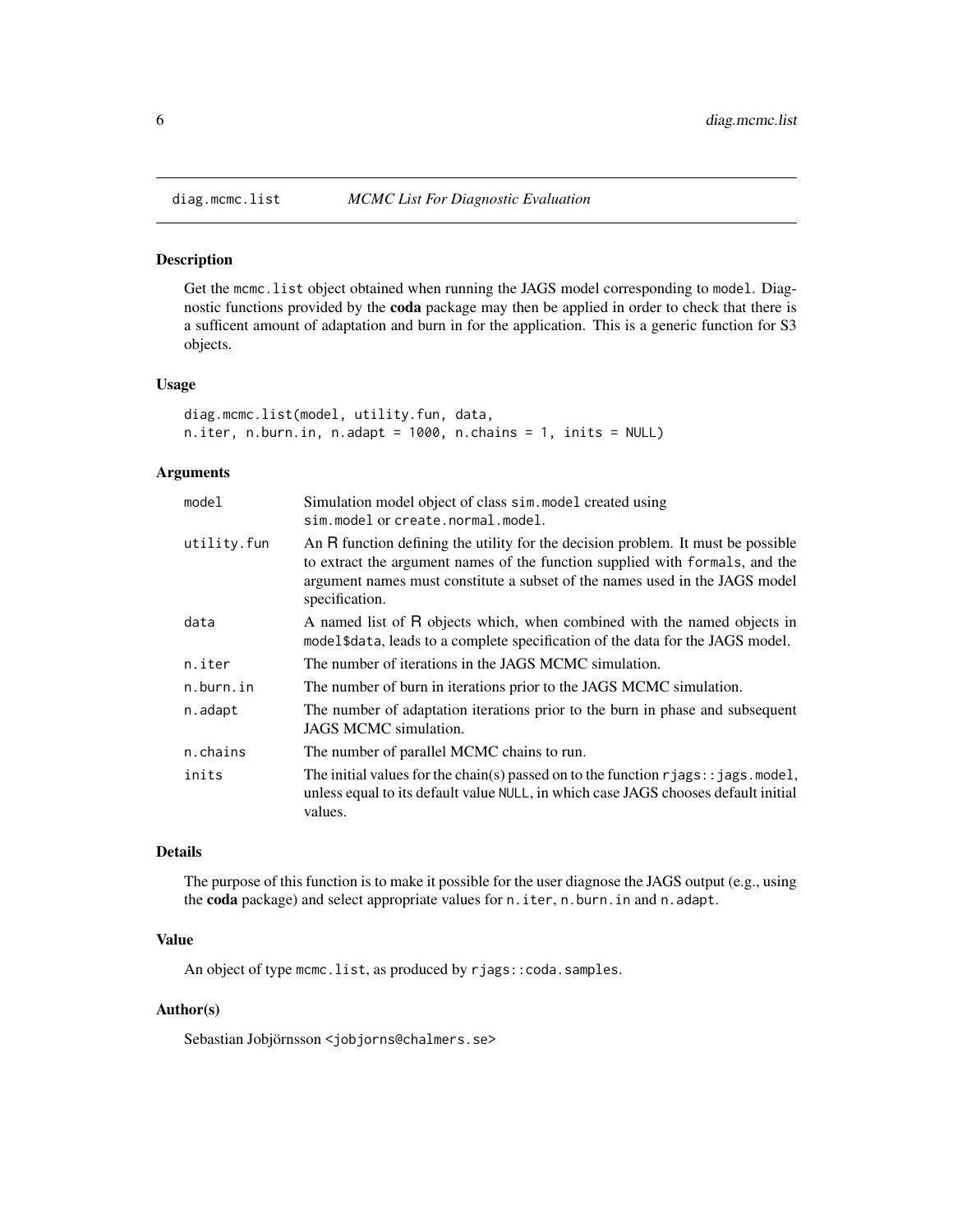# diag.mcmc.list — *MCMC List For Diagnostic Evaluation*

## Description

Get the `mcmc.list` object obtained when running the JAGS model corresponding to `model`. Diagnostic functions provided by the **coda** package may then be applied in order to check that there is a sufficent amount of adaptation and burn in for the application. This is a generic function for S3 objects.

## Usage

```
diag.mcmc.list(model, utility.fun, data,
n.iter, n.burn.in, n.adapt = 1000, n.chains = 1, inits = NULL)
```

## Arguments

| | |
|---|---|
| `model` | Simulation model object of class `sim.model` created using `sim.model` or `create.normal.model`. |
| `utility.fun` | An R function defining the utility for the decision problem. It must be possible to extract the argument names of the function supplied with `formals`, and the argument names must constitute a subset of the names used in the JAGS model specification. |
| `data` | A named list of R objects which, when combined with the named objects in `model$data`, leads to a complete specification of the data for the JAGS model. |
| `n.iter` | The number of iterations in the JAGS MCMC simulation. |
| `n.burn.in` | The number of burn in iterations prior to the JAGS MCMC simulation. |
| `n.adapt` | The number of adaptation iterations prior to the burn in phase and subsequent JAGS MCMC simulation. |
| `n.chains` | The number of parallel MCMC chains to run. |
| `inits` | The initial values for the chain(s) passed on to the function `rjags::jags.model`, unless equal to its default value `NULL`, in which case JAGS chooses default initial values. |

## Details

The purpose of this function is to make it possible for the user diagnose the JAGS output (e.g., using the **coda** package) and select appropriate values for `n.iter`, `n.burn.in` and `n.adapt`.

## Value

An object of type `mcmc.list`, as produced by `rjags::coda.samples`.

## Author(s)

Sebastian Jobjörnsson <jobjorns@chalmers.se>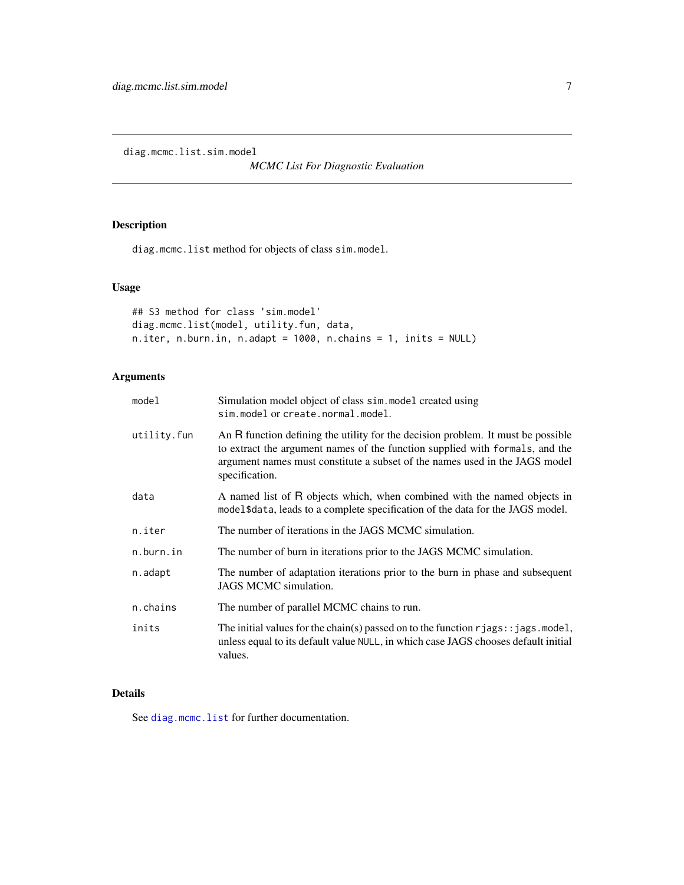diag.mcmc.list.sim.model

*MCMC List For Diagnostic Evaluation*

## Description

diag.mcmc.list method for objects of class sim.model.

## Usage

```
## S3 method for class 'sim.model'
diag.mcmc.list(model, utility.fun, data,
n.iter, n.burn.in, n.adapt = 1000, n.chains = 1, inits = NULL)
```

## Arguments

| | |
|---|---|
| model | Simulation model object of class sim.model created using sim.model or create.normal.model. |
| utility.fun | An R function defining the utility for the decision problem. It must be possible to extract the argument names of the function supplied with formals, and the argument names must constitute a subset of the names used in the JAGS model specification. |
| data | A named list of R objects which, when combined with the named objects in model$data, leads to a complete specification of the data for the JAGS model. |
| n.iter | The number of iterations in the JAGS MCMC simulation. |
| n.burn.in | The number of burn in iterations prior to the JAGS MCMC simulation. |
| n.adapt | The number of adaptation iterations prior to the burn in phase and subsequent JAGS MCMC simulation. |
| n.chains | The number of parallel MCMC chains to run. |
| inits | The initial values for the chain(s) passed on to the function rjags::jags.model, unless equal to its default value NULL, in which case JAGS chooses default initial values. |

## Details

See diag.mcmc.list for further documentation.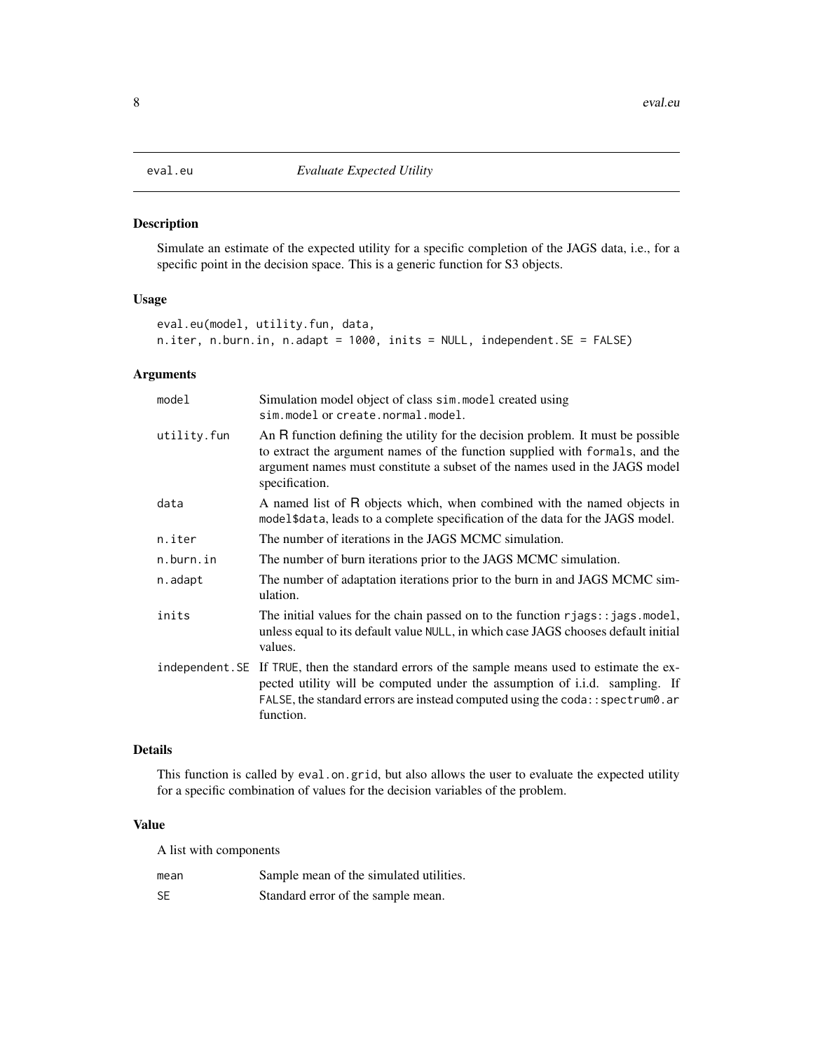# eval.eu — *Evaluate Expected Utility*

## Description

Simulate an estimate of the expected utility for a specific completion of the JAGS data, i.e., for a specific point in the decision space. This is a generic function for S3 objects.

## Usage

```
eval.eu(model, utility.fun, data,
n.iter, n.burn.in, n.adapt = 1000, inits = NULL, independent.SE = FALSE)
```

## Arguments

| | |
|---|---|
| `model` | Simulation model object of class `sim.model` created using `sim.model` or `create.normal.model`. |
| `utility.fun` | An R function defining the utility for the decision problem. It must be possible to extract the argument names of the function supplied with `formals`, and the argument names must constitute a subset of the names used in the JAGS model specification. |
| `data` | A named list of R objects which, when combined with the named objects in `model$data`, leads to a complete specification of the data for the JAGS model. |
| `n.iter` | The number of iterations in the JAGS MCMC simulation. |
| `n.burn.in` | The number of burn iterations prior to the JAGS MCMC simulation. |
| `n.adapt` | The number of adaptation iterations prior to the burn in and JAGS MCMC simulation. |
| `inits` | The initial values for the chain passed on to the function `rjags::jags.model`, unless equal to its default value `NULL`, in which case JAGS chooses default initial values. |
| `independent.SE` | If `TRUE`, then the standard errors of the sample means used to estimate the expected utility will be computed under the assumption of i.i.d. sampling. If `FALSE`, the standard errors are instead computed using the `coda::spectrum0.ar` function. |

## Details

This function is called by `eval.on.grid`, but also allows the user to evaluate the expected utility for a specific combination of values for the decision variables of the problem.

## Value

A list with components

| | |
|---|---|
| `mean` | Sample mean of the simulated utilities. |
| `SE` | Standard error of the sample mean. |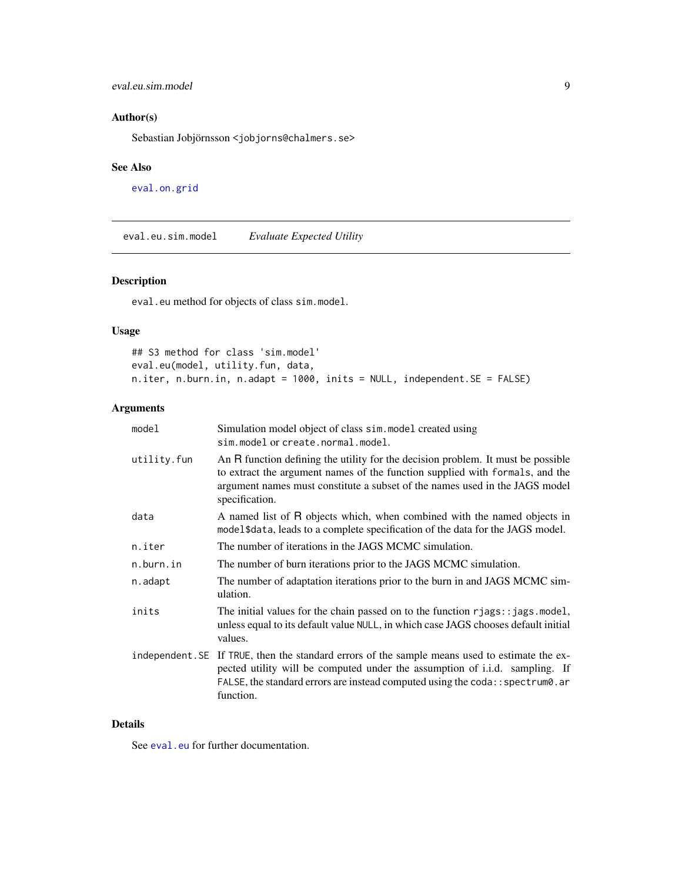## Author(s)

Sebastian Jobjörnsson <jobjorns@chalmers.se>

## See Also

eval.on.grid

---

# eval.eu.sim.model — *Evaluate Expected Utility*

## Description

eval.eu method for objects of class sim.model.

## Usage

```
## S3 method for class 'sim.model'
eval.eu(model, utility.fun, data,
n.iter, n.burn.in, n.adapt = 1000, inits = NULL, independent.SE = FALSE)
```

## Arguments

| | |
|---|---|
| model | Simulation model object of class sim.model created using sim.model or create.normal.model. |
| utility.fun | An R function defining the utility for the decision problem. It must be possible to extract the argument names of the function supplied with formals, and the argument names must constitute a subset of the names used in the JAGS model specification. |
| data | A named list of R objects which, when combined with the named objects in model$data, leads to a complete specification of the data for the JAGS model. |
| n.iter | The number of iterations in the JAGS MCMC simulation. |
| n.burn.in | The number of burn iterations prior to the JAGS MCMC simulation. |
| n.adapt | The number of adaptation iterations prior to the burn in and JAGS MCMC simulation. |
| inits | The initial values for the chain passed on to the function rjags::jags.model, unless equal to its default value NULL, in which case JAGS chooses default initial values. |
| independent.SE | If TRUE, then the standard errors of the sample means used to estimate the expected utility will be computed under the assumption of i.i.d. sampling. If FALSE, the standard errors are instead computed using the coda::spectrum0.ar function. |

## Details

See eval.eu for further documentation.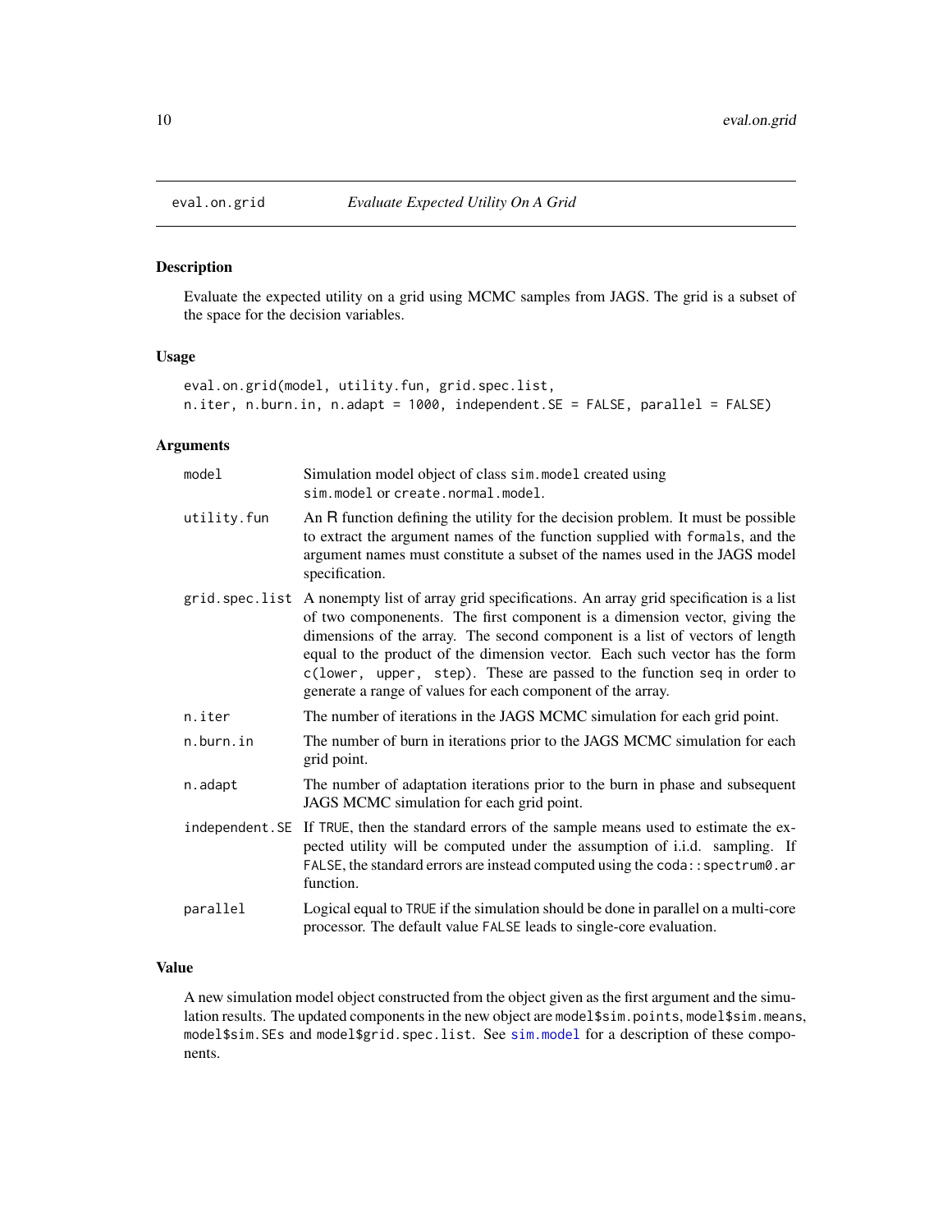## eval.on.grid — *Evaluate Expected Utility On A Grid*

### Description

Evaluate the expected utility on a grid using MCMC samples from JAGS. The grid is a subset of the space for the decision variables.

### Usage

```
eval.on.grid(model, utility.fun, grid.spec.list,
n.iter, n.burn.in, n.adapt = 1000, independent.SE = FALSE, parallel = FALSE)
```

### Arguments

| | |
|---|---|
| `model` | Simulation model object of class `sim.model` created using `sim.model` or `create.normal.model`. |
| `utility.fun` | An R function defining the utility for the decision problem. It must be possible to extract the argument names of the function supplied with `formals`, and the argument names must constitute a subset of the names used in the JAGS model specification. |
| `grid.spec.list` | A nonempty list of array grid specifications. An array grid specification is a list of two componenents. The first component is a dimension vector, giving the dimensions of the array. The second component is a list of vectors of length equal to the product of the dimension vector. Each such vector has the form `c(lower, upper, step)`. These are passed to the function `seq` in order to generate a range of values for each component of the array. |
| `n.iter` | The number of iterations in the JAGS MCMC simulation for each grid point. |
| `n.burn.in` | The number of burn in iterations prior to the JAGS MCMC simulation for each grid point. |
| `n.adapt` | The number of adaptation iterations prior to the burn in phase and subsequent JAGS MCMC simulation for each grid point. |
| `independent.SE` | If `TRUE`, then the standard errors of the sample means used to estimate the expected utility will be computed under the assumption of i.i.d. sampling. If `FALSE`, the standard errors are instead computed using the `coda::spectrum0.ar` function. |
| `parallel` | Logical equal to `TRUE` if the simulation should be done in parallel on a multi-core processor. The default value `FALSE` leads to single-core evaluation. |

### Value

A new simulation model object constructed from the object given as the first argument and the simulation results. The updated components in the new object are `model$sim.points`, `model$sim.means`, `model$sim.SEs` and `model$grid.spec.list`. See `sim.model` for a description of these components.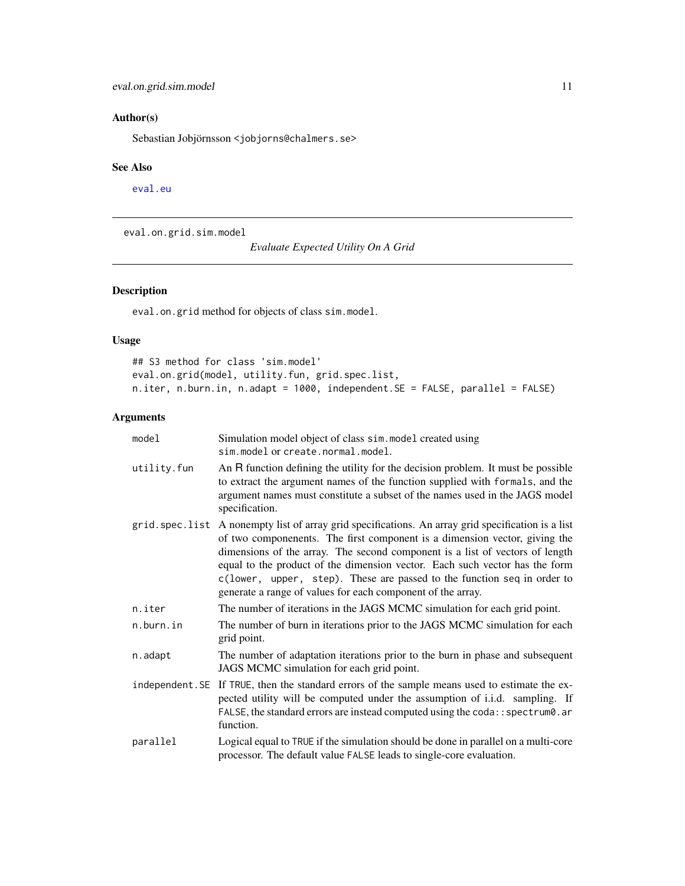### Author(s)

Sebastian Jobjörnsson <jobjorns@chalmers.se>

### See Also

eval.eu

---

eval.on.grid.sim.model *Evaluate Expected Utility On A Grid*

---

### Description

eval.on.grid method for objects of class sim.model.

### Usage

```
## S3 method for class 'sim.model'
eval.on.grid(model, utility.fun, grid.spec.list,
n.iter, n.burn.in, n.adapt = 1000, independent.SE = FALSE, parallel = FALSE)
```

### Arguments

| | |
|---|---|
| model | Simulation model object of class sim.model created using sim.model or create.normal.model. |
| utility.fun | An R function defining the utility for the decision problem. It must be possible to extract the argument names of the function supplied with formals, and the argument names must constitute a subset of the names used in the JAGS model specification. |
| grid.spec.list | A nonempty list of array grid specifications. An array grid specification is a list of two componenents. The first component is a dimension vector, giving the dimensions of the array. The second component is a list of vectors of length equal to the product of the dimension vector. Each such vector has the form c(lower, upper, step). These are passed to the function seq in order to generate a range of values for each component of the array. |
| n.iter | The number of iterations in the JAGS MCMC simulation for each grid point. |
| n.burn.in | The number of burn in iterations prior to the JAGS MCMC simulation for each grid point. |
| n.adapt | The number of adaptation iterations prior to the burn in phase and subsequent JAGS MCMC simulation for each grid point. |
| independent.SE | If TRUE, then the standard errors of the sample means used to estimate the expected utility will be computed under the assumption of i.i.d. sampling. If FALSE, the standard errors are instead computed using the coda::spectrum0.ar function. |
| parallel | Logical equal to TRUE if the simulation should be done in parallel on a multi-core processor. The default value FALSE leads to single-core evaluation. |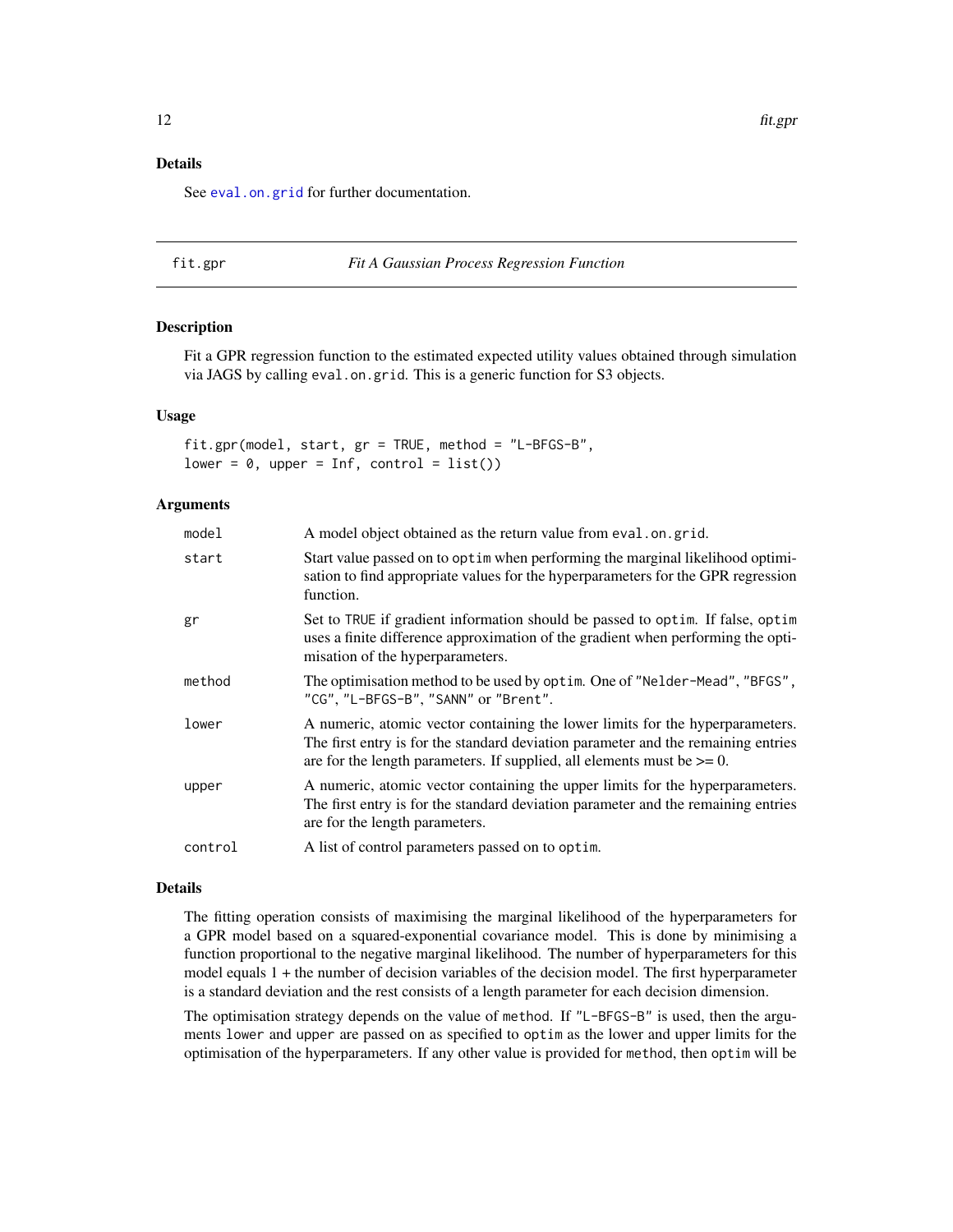## Details

See eval.on.grid for further documentation.

---

## fit.gpr — *Fit A Gaussian Process Regression Function*

---

### Description

Fit a GPR regression function to the estimated expected utility values obtained through simulation via JAGS by calling `eval.on.grid`. This is a generic function for S3 objects.

### Usage

```
fit.gpr(model, start, gr = TRUE, method = "L-BFGS-B",
lower = 0, upper = Inf, control = list())
```

### Arguments

| | |
|---|---|
| `model` | A model object obtained as the return value from `eval.on.grid`. |
| `start` | Start value passed on to `optim` when performing the marginal likelihood optimisation to find appropriate values for the hyperparameters for the GPR regression function. |
| `gr` | Set to `TRUE` if gradient information should be passed to `optim`. If false, `optim` uses a finite difference approximation of the gradient when performing the optimisation of the hyperparameters. |
| `method` | The optimisation method to be used by `optim`. One of `"Nelder-Mead"`, `"BFGS"`, `"CG"`, `"L-BFGS-B"`, `"SANN"` or `"Brent"`. |
| `lower` | A numeric, atomic vector containing the lower limits for the hyperparameters. The first entry is for the standard deviation parameter and the remaining entries are for the length parameters. If supplied, all elements must be >= 0. |
| `upper` | A numeric, atomic vector containing the upper limits for the hyperparameters. The first entry is for the standard deviation parameter and the remaining entries are for the length parameters. |
| `control` | A list of control parameters passed on to `optim`. |

### Details

The fitting operation consists of maximising the marginal likelihood of the hyperparameters for a GPR model based on a squared-exponential covariance model. This is done by minimising a function proportional to the negative marginal likelihood. The number of hyperparameters for this model equals 1 + the number of decision variables of the decision model. The first hyperparameter is a standard deviation and the rest consists of a length parameter for each decision dimension.

The optimisation strategy depends on the value of `method`. If `"L-BFGS-B"` is used, then the arguments `lower` and `upper` are passed on as specified to `optim` as the lower and upper limits for the optimisation of the hyperparameters. If any other value is provided for `method`, then `optim` will be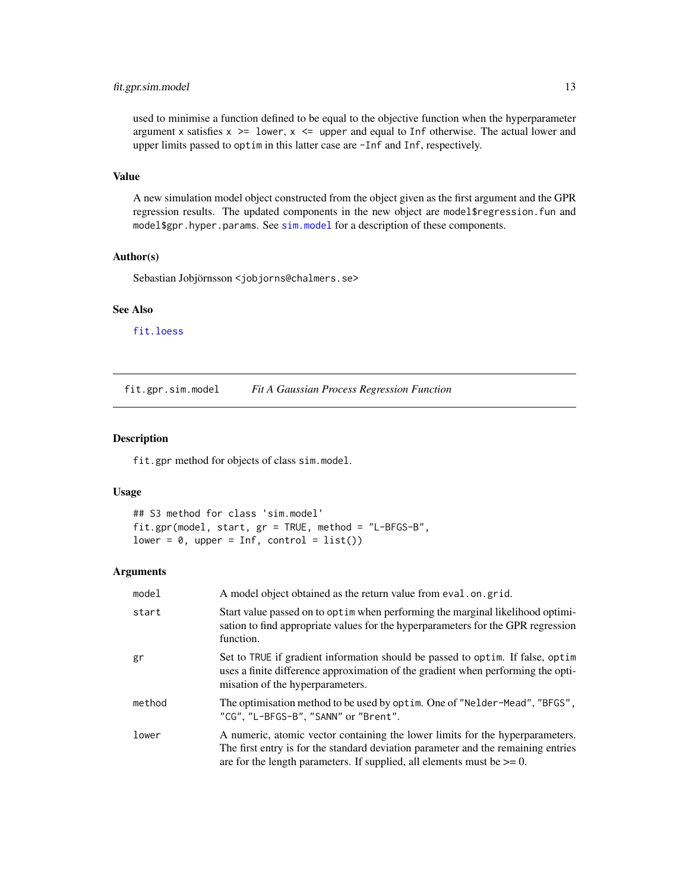used to minimise a function defined to be equal to the objective function when the hyperparameter argument x satisfies `x >= lower, x <= upper` and equal to `Inf` otherwise. The actual lower and upper limits passed to `optim` in this latter case are `-Inf` and `Inf`, respectively.

### Value

A new simulation model object constructed from the object given as the first argument and the GPR regression results. The updated components in the new object are `model$regression.fun` and `model$gpr.hyper.params`. See `sim.model` for a description of these components.

### Author(s)

Sebastian Jobjörnsson <jobjorns@chalmers.se>

### See Also

`fit.loess`

---

## fit.gpr.sim.model *Fit A Gaussian Process Regression Function*

### Description

`fit.gpr` method for objects of class `sim.model`.

### Usage

```
## S3 method for class 'sim.model'
fit.gpr(model, start, gr = TRUE, method = "L-BFGS-B",
lower = 0, upper = Inf, control = list())
```

### Arguments

| | |
|---|---|
| `model` | A model object obtained as the return value from `eval.on.grid`. |
| `start` | Start value passed on to `optim` when performing the marginal likelihood optimisation to find appropriate values for the hyperparameters for the GPR regression function. |
| `gr` | Set to `TRUE` if gradient information should be passed to `optim`. If false, `optim` uses a finite difference approximation of the gradient when performing the optimisation of the hyperparameters. |
| `method` | The optimisation method to be used by `optim`. One of `"Nelder-Mead"`, `"BFGS"`, `"CG"`, `"L-BFGS-B"`, `"SANN"` or `"Brent"`. |
| `lower` | A numeric, atomic vector containing the lower limits for the hyperparameters. The first entry is for the standard deviation parameter and the remaining entries are for the length parameters. If supplied, all elements must be >= 0. |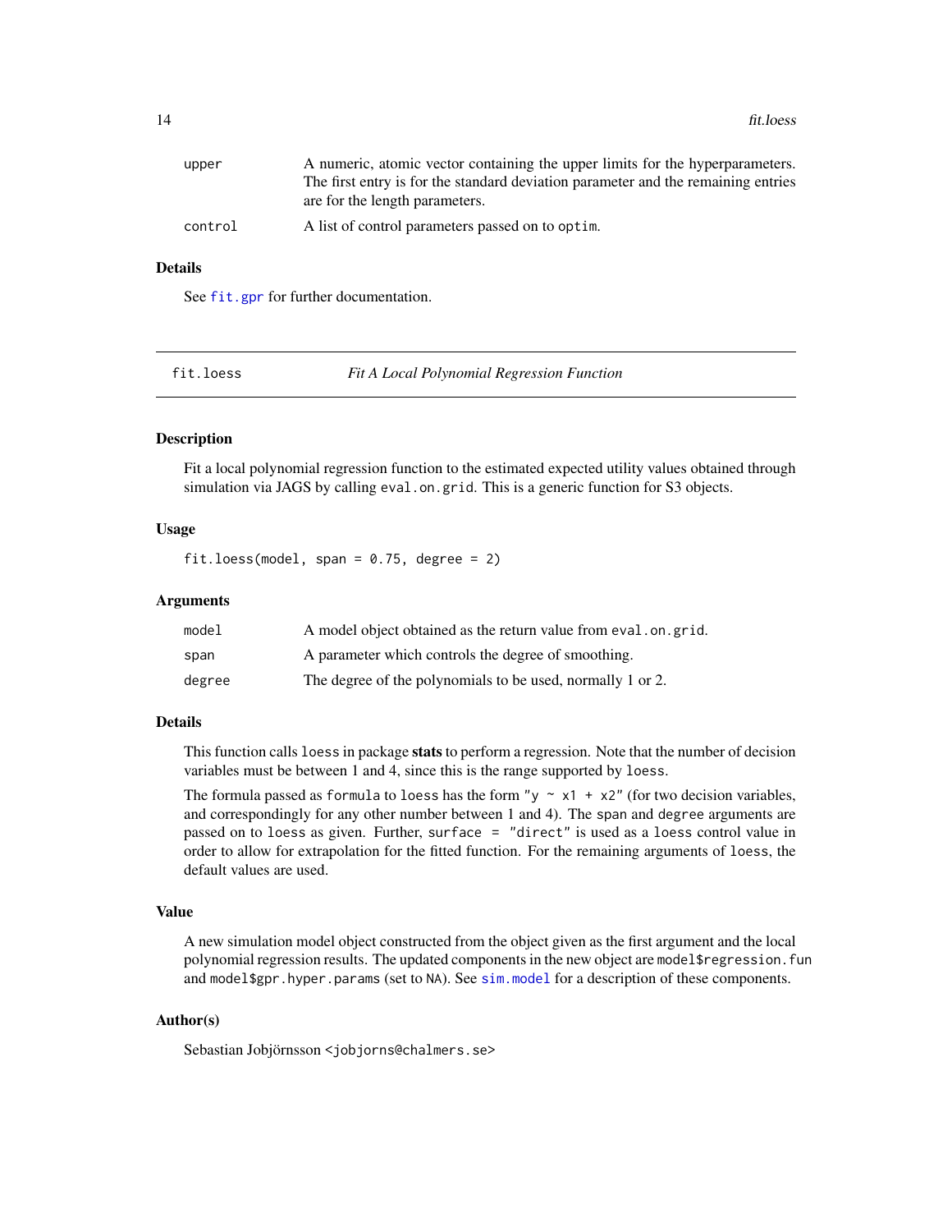| | |
|---|---|
| upper | A numeric, atomic vector containing the upper limits for the hyperparameters. The first entry is for the standard deviation parameter and the remaining entries are for the length parameters. |
| control | A list of control parameters passed on to `optim`. |

### Details

See `fit.gpr` for further documentation.

---

## fit.loess — *Fit A Local Polynomial Regression Function*

### Description

Fit a local polynomial regression function to the estimated expected utility values obtained through simulation via JAGS by calling `eval.on.grid`. This is a generic function for S3 objects.

### Usage

```
fit.loess(model, span = 0.75, degree = 2)
```

### Arguments

| | |
|---|---|
| model | A model object obtained as the return value from `eval.on.grid`. |
| span | A parameter which controls the degree of smoothing. |
| degree | The degree of the polynomials to be used, normally 1 or 2. |

### Details

This function calls `loess` in package **stats** to perform a regression. Note that the number of decision variables must be between 1 and 4, since this is the range supported by `loess`.

The formula passed as `formula` to `loess` has the form `"y ~ x1 + x2"` (for two decision variables, and correspondingly for any other number between 1 and 4). The `span` and `degree` arguments are passed on to `loess` as given. Further, `surface = "direct"` is used as a `loess` control value in order to allow for extrapolation for the fitted function. For the remaining arguments of `loess`, the default values are used.

### Value

A new simulation model object constructed from the object given as the first argument and the local polynomial regression results. The updated components in the new object are `model$regression.fun` and `model$gpr.hyper.params` (set to `NA`). See `sim.model` for a description of these components.

### Author(s)

Sebastian Jobjörnsson <jobjorns@chalmers.se>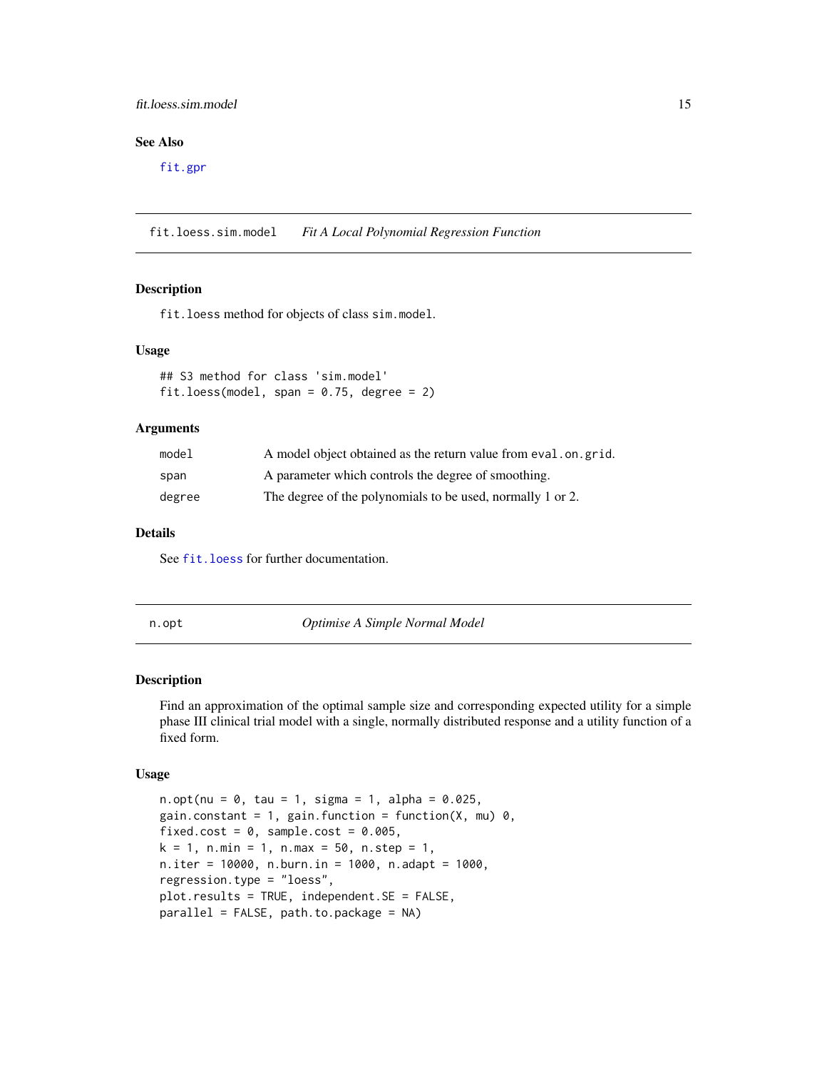### See Also

fit.gpr

---

## fit.loess.sim.model *Fit A Local Polynomial Regression Function*

### Description

fit.loess method for objects of class sim.model.

### Usage

```
## S3 method for class 'sim.model'
fit.loess(model, span = 0.75, degree = 2)
```

### Arguments

| | |
|---|---|
| model | A model object obtained as the return value from eval.on.grid. |
| span | A parameter which controls the degree of smoothing. |
| degree | The degree of the polynomials to be used, normally 1 or 2. |

### Details

See fit.loess for further documentation.

---

## n.opt *Optimise A Simple Normal Model*

### Description

Find an approximation of the optimal sample size and corresponding expected utility for a simple phase III clinical trial model with a single, normally distributed response and a utility function of a fixed form.

### Usage

```
n.opt(nu = 0, tau = 1, sigma = 1, alpha = 0.025,
gain.constant = 1, gain.function = function(X, mu) 0,
fixed.cost = 0, sample.cost = 0.005,
k = 1, n.min = 1, n.max = 50, n.step = 1,
n.iter = 10000, n.burn.in = 1000, n.adapt = 1000,
regression.type = "loess",
plot.results = TRUE, independent.SE = FALSE,
parallel = FALSE, path.to.package = NA)
```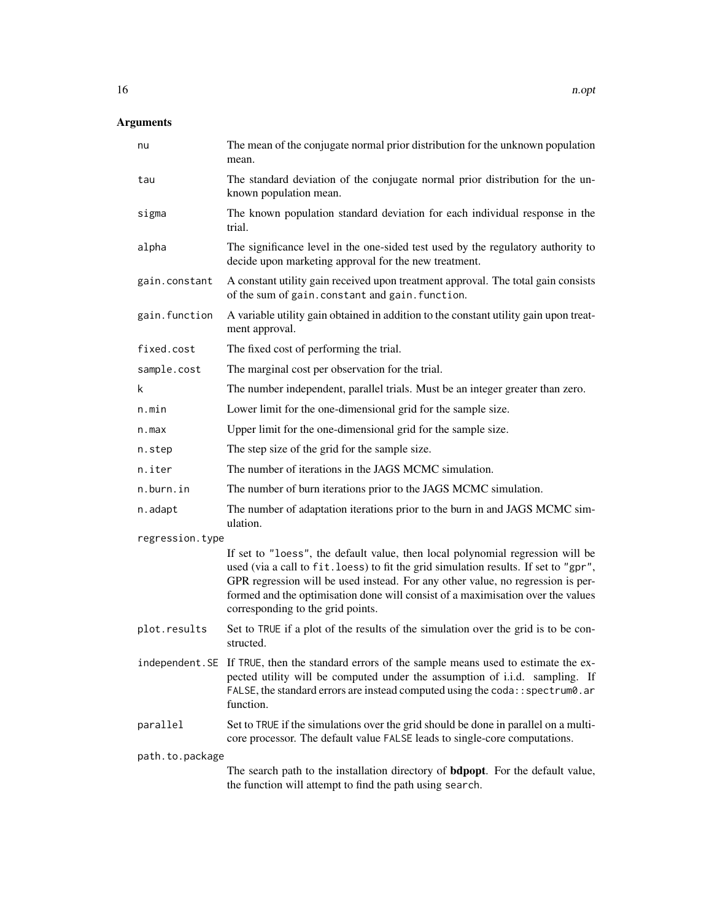## Arguments

| | |
|---|---|
| `nu` | The mean of the conjugate normal prior distribution for the unknown population mean. |
| `tau` | The standard deviation of the conjugate normal prior distribution for the unknown population mean. |
| `sigma` | The known population standard deviation for each individual response in the trial. |
| `alpha` | The significance level in the one-sided test used by the regulatory authority to decide upon marketing approval for the new treatment. |
| `gain.constant` | A constant utility gain received upon treatment approval. The total gain consists of the sum of `gain.constant` and `gain.function`. |
| `gain.function` | A variable utility gain obtained in addition to the constant utility gain upon treatment approval. |
| `fixed.cost` | The fixed cost of performing the trial. |
| `sample.cost` | The marginal cost per observation for the trial. |
| `k` | The number independent, parallel trials. Must be an integer greater than zero. |
| `n.min` | Lower limit for the one-dimensional grid for the sample size. |
| `n.max` | Upper limit for the one-dimensional grid for the sample size. |
| `n.step` | The step size of the grid for the sample size. |
| `n.iter` | The number of iterations in the JAGS MCMC simulation. |
| `n.burn.in` | The number of burn iterations prior to the JAGS MCMC simulation. |
| `n.adapt` | The number of adaptation iterations prior to the burn in and JAGS MCMC simulation. |
| `regression.type` | If set to `"loess"`, the default value, then local polynomial regression will be used (via a call to `fit.loess`) to fit the grid simulation results. If set to `"gpr"`, GPR regression will be used instead. For any other value, no regression is performed and the optimisation done will consist of a maximisation over the values corresponding to the grid points. |
| `plot.results` | Set to `TRUE` if a plot of the results of the simulation over the grid is to be constructed. |
| `independent.SE` | If `TRUE`, then the standard errors of the sample means used to estimate the expected utility will be computed under the assumption of i.i.d. sampling. If `FALSE`, the standard errors are instead computed using the `coda::spectrum0.ar` function. |
| `parallel` | Set to `TRUE` if the simulations over the grid should be done in parallel on a multi-core processor. The default value `FALSE` leads to single-core computations. |
| `path.to.package` | The search path to the installation directory of **bdpopt**. For the default value, the function will attempt to find the path using `search`. |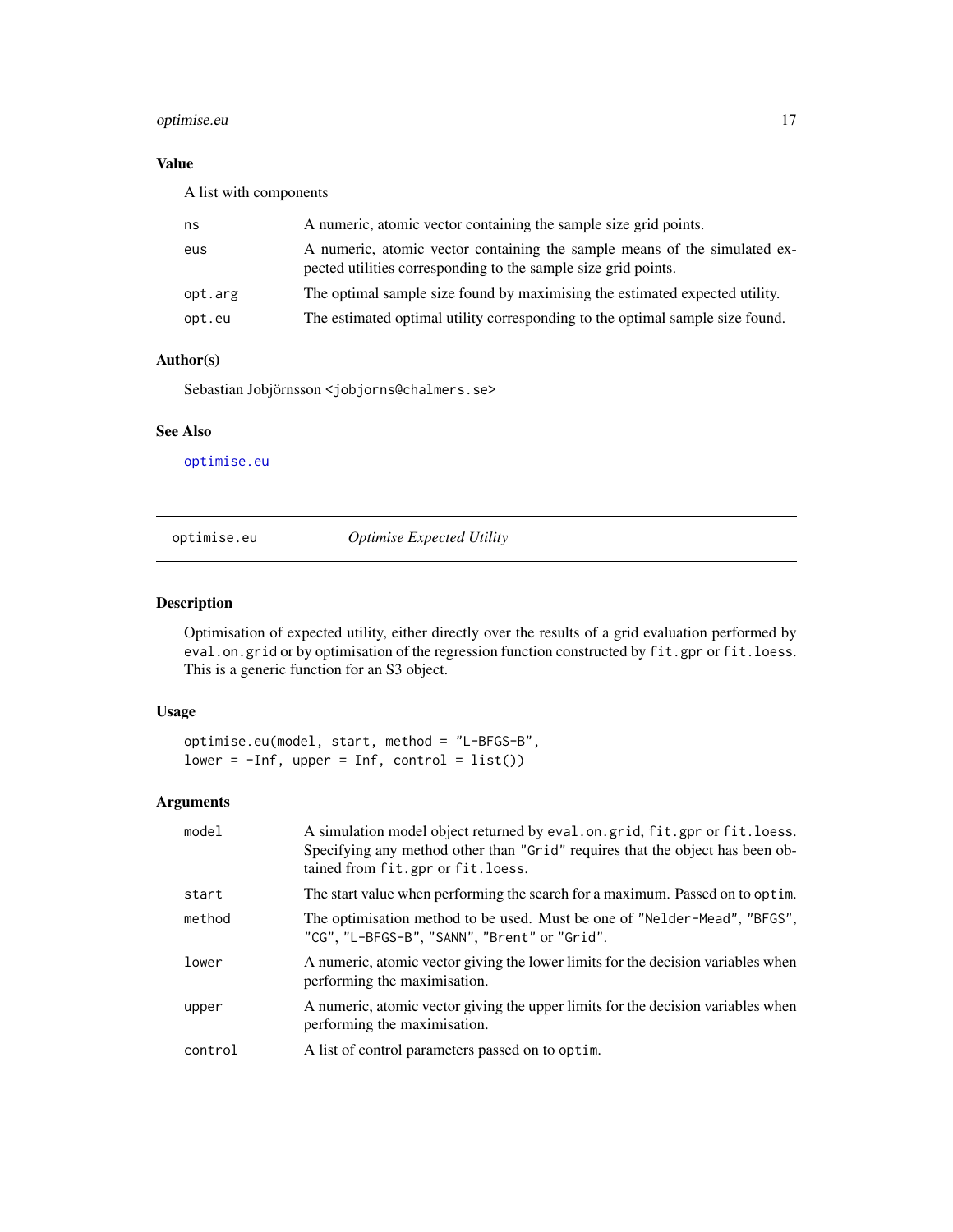### Value

A list with components

| | |
|---|---|
| ns | A numeric, atomic vector containing the sample size grid points. |
| eus | A numeric, atomic vector containing the sample means of the simulated expected utilities corresponding to the sample size grid points. |
| opt.arg | The optimal sample size found by maximising the estimated expected utility. |
| opt.eu | The estimated optimal utility corresponding to the optimal sample size found. |

### Author(s)

Sebastian Jobjörnsson <jobjorns@chalmers.se>

### See Also

optimise.eu

---

## optimise.eu — *Optimise Expected Utility*

### Description

Optimisation of expected utility, either directly over the results of a grid evaluation performed by `eval.on.grid` or by optimisation of the regression function constructed by `fit.gpr` or `fit.loess`. This is a generic function for an S3 object.

### Usage

```
optimise.eu(model, start, method = "L-BFGS-B",
lower = -Inf, upper = Inf, control = list())
```

### Arguments

| | |
|---|---|
| model | A simulation model object returned by `eval.on.grid`, `fit.gpr` or `fit.loess`. Specifying any method other than "Grid" requires that the object has been obtained from `fit.gpr` or `fit.loess`. |
| start | The start value when performing the search for a maximum. Passed on to `optim`. |
| method | The optimisation method to be used. Must be one of "Nelder-Mead", "BFGS", "CG", "L-BFGS-B", "SANN", "Brent" or "Grid". |
| lower | A numeric, atomic vector giving the lower limits for the decision variables when performing the maximisation. |
| upper | A numeric, atomic vector giving the upper limits for the decision variables when performing the maximisation. |
| control | A list of control parameters passed on to `optim`. |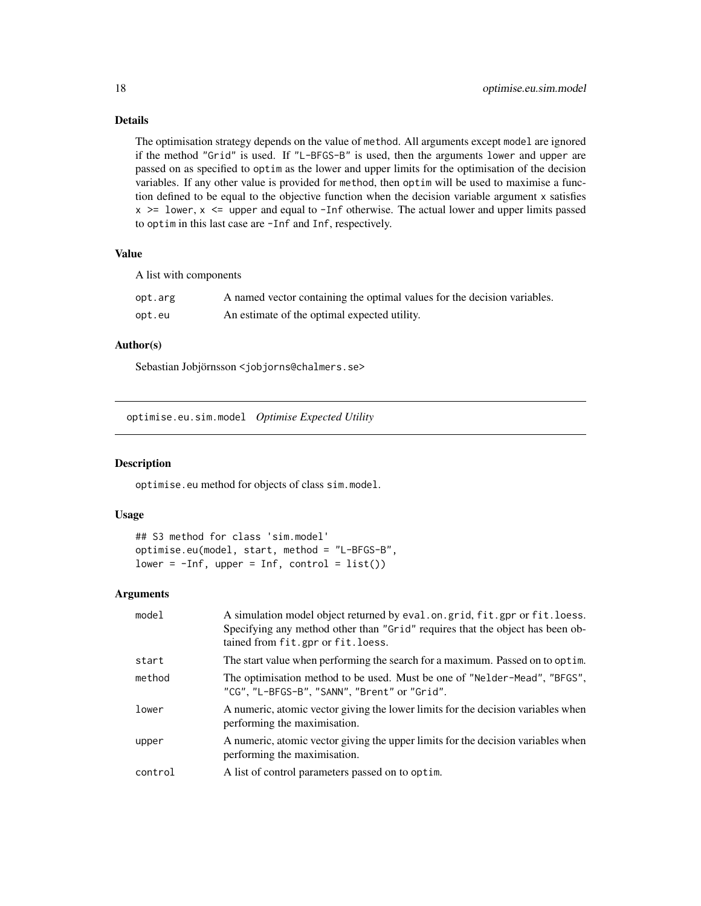### Details

The optimisation strategy depends on the value of method. All arguments except model are ignored if the method "Grid" is used. If "L-BFGS-B" is used, then the arguments lower and upper are passed on as specified to optim as the lower and upper limits for the optimisation of the decision variables. If any other value is provided for method, then optim will be used to maximise a function defined to be equal to the objective function when the decision variable argument x satisfies x >= lower, x <= upper and equal to -Inf otherwise. The actual lower and upper limits passed to optim in this last case are -Inf and Inf, respectively.

### Value

A list with components

| | |
|---|---|
| opt.arg | A named vector containing the optimal values for the decision variables. |
| opt.eu | An estimate of the optimal expected utility. |

### Author(s)

Sebastian Jobjörnsson <jobjorns@chalmers.se>

---

## optimise.eu.sim.model *Optimise Expected Utility*

### Description

optimise.eu method for objects of class sim.model.

### Usage

```
## S3 method for class 'sim.model'
optimise.eu(model, start, method = "L-BFGS-B",
lower = -Inf, upper = Inf, control = list())
```

### Arguments

| | |
|---|---|
| model | A simulation model object returned by eval.on.grid, fit.gpr or fit.loess. Specifying any method other than "Grid" requires that the object has been obtained from fit.gpr or fit.loess. |
| start | The start value when performing the search for a maximum. Passed on to optim. |
| method | The optimisation method to be used. Must be one of "Nelder-Mead", "BFGS", "CG", "L-BFGS-B", "SANN", "Brent" or "Grid". |
| lower | A numeric, atomic vector giving the lower limits for the decision variables when performing the maximisation. |
| upper | A numeric, atomic vector giving the upper limits for the decision variables when performing the maximisation. |
| control | A list of control parameters passed on to optim. |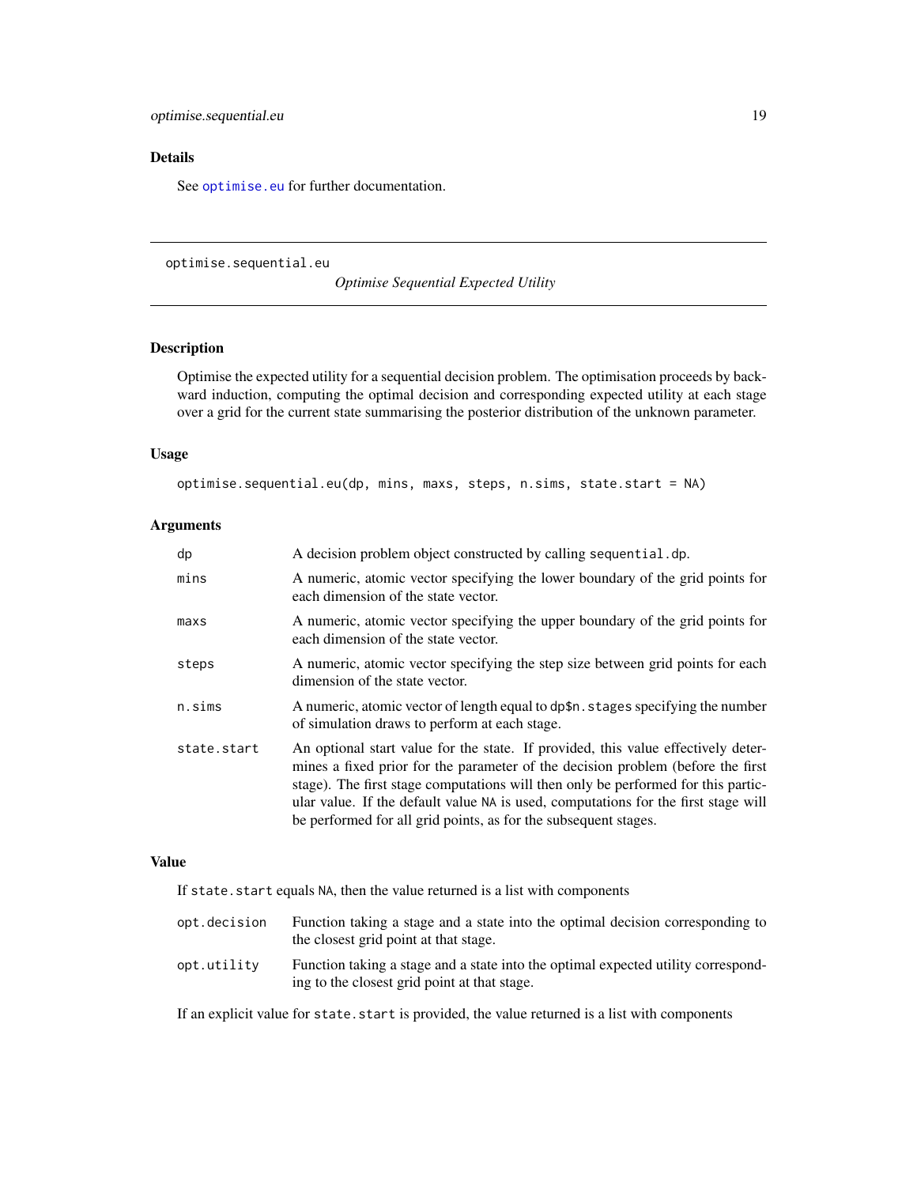## Details

See `optimise.eu` for further documentation.

---

# optimise.sequential.eu

*Optimise Sequential Expected Utility*

---

## Description

Optimise the expected utility for a sequential decision problem. The optimisation proceeds by backward induction, computing the optimal decision and corresponding expected utility at each stage over a grid for the current state summarising the posterior distribution of the unknown parameter.

## Usage

```
optimise.sequential.eu(dp, mins, maxs, steps, n.sims, state.start = NA)
```

## Arguments

| Argument | Description |
|---|---|
| `dp` | A decision problem object constructed by calling `sequential.dp`. |
| `mins` | A numeric, atomic vector specifying the lower boundary of the grid points for each dimension of the state vector. |
| `maxs` | A numeric, atomic vector specifying the upper boundary of the grid points for each dimension of the state vector. |
| `steps` | A numeric, atomic vector specifying the step size between grid points for each dimension of the state vector. |
| `n.sims` | A numeric, atomic vector of length equal to `dp$n.stages` specifying the number of simulation draws to perform at each stage. |
| `state.start` | An optional start value for the state. If provided, this value effectively determines a fixed prior for the parameter of the decision problem (before the first stage). The first stage computations will then only be performed for this particular value. If the default value `NA` is used, computations for the first stage will be performed for all grid points, as for the subsequent stages. |

## Value

If `state.start` equals `NA`, then the value returned is a list with components

| Component | Description |
|---|---|
| `opt.decision` | Function taking a stage and a state into the optimal decision corresponding to the closest grid point at that stage. |
| `opt.utility` | Function taking a stage and a state into the optimal expected utility corresponding to the closest grid point at that stage. |

If an explicit value for `state.start` is provided, the value returned is a list with components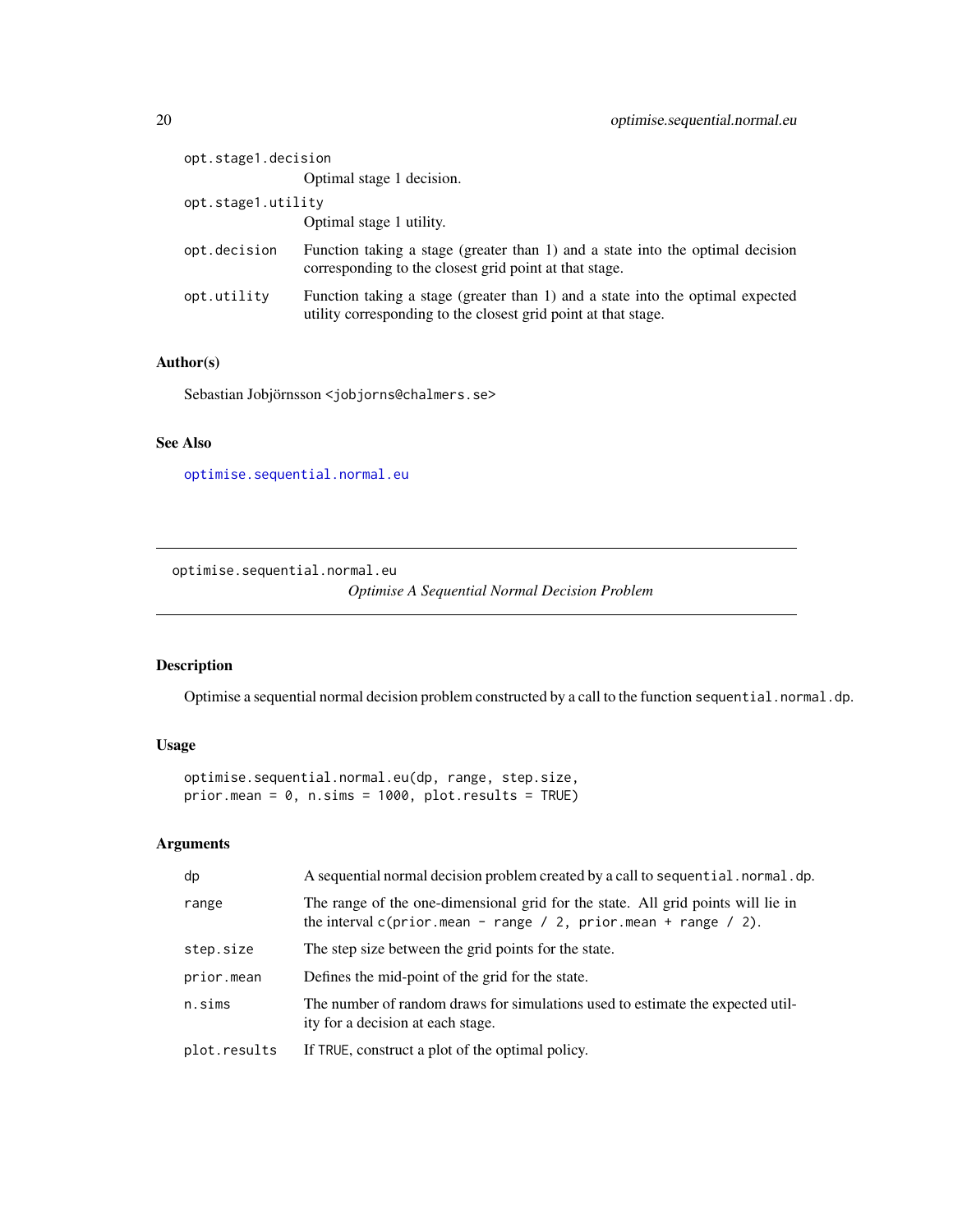opt.stage1.decision
: Optimal stage 1 decision.

opt.stage1.utility
: Optimal stage 1 utility.

opt.decision
: Function taking a stage (greater than 1) and a state into the optimal decision corresponding to the closest grid point at that stage.

opt.utility
: Function taking a stage (greater than 1) and a state into the optimal expected utility corresponding to the closest grid point at that stage.

### Author(s)

Sebastian Jobjörnsson <jobjorns@chalmers.se>

### See Also

optimise.sequential.normal.eu

---

## optimise.sequential.normal.eu

*Optimise A Sequential Normal Decision Problem*

---

### Description

Optimise a sequential normal decision problem constructed by a call to the function `sequential.normal.dp`.

### Usage

```
optimise.sequential.normal.eu(dp, range, step.size,
prior.mean = 0, n.sims = 1000, plot.results = TRUE)
```

### Arguments

| | |
|---|---|
| `dp` | A sequential normal decision problem created by a call to `sequential.normal.dp`. |
| `range` | The range of the one-dimensional grid for the state. All grid points will lie in the interval `c(prior.mean - range / 2, prior.mean + range / 2)`. |
| `step.size` | The step size between the grid points for the state. |
| `prior.mean` | Defines the mid-point of the grid for the state. |
| `n.sims` | The number of random draws for simulations used to estimate the expected utility for a decision at each stage. |
| `plot.results` | If `TRUE`, construct a plot of the optimal policy. |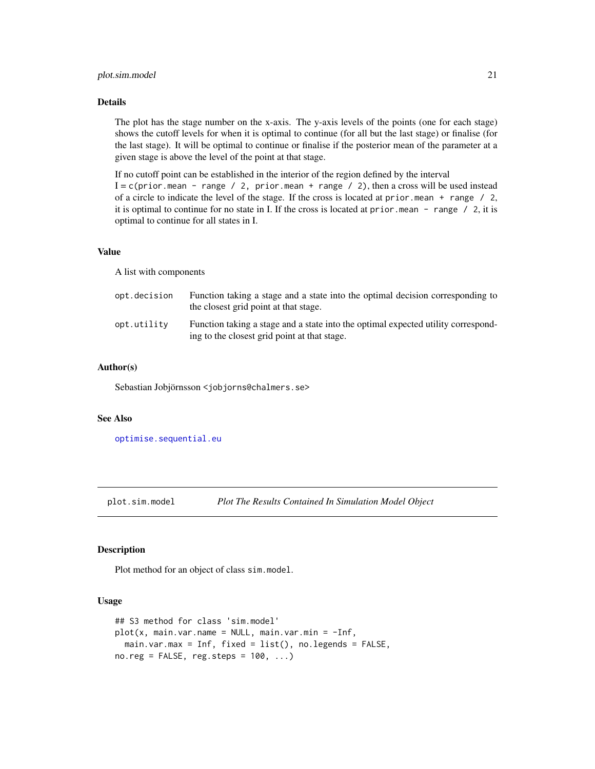### Details

The plot has the stage number on the x-axis. The y-axis levels of the points (one for each stage) shows the cutoff levels for when it is optimal to continue (for all but the last stage) or finalise (for the last stage). It will be optimal to continue or finalise if the posterior mean of the parameter at a given stage is above the level of the point at that stage.

If no cutoff point can be established in the interior of the region defined by the interval
I = `c(prior.mean - range / 2, prior.mean + range / 2)`, then a cross will be used instead of a circle to indicate the level of the stage. If the cross is located at `prior.mean + range / 2`, it is optimal to continue for no state in I. If the cross is located at `prior.mean - range / 2`, it is optimal to continue for all states in I.

### Value

A list with components

| | |
|---|---|
| `opt.decision` | Function taking a stage and a state into the optimal decision corresponding to the closest grid point at that stage. |
| `opt.utility` | Function taking a stage and a state into the optimal expected utility corresponding to the closest grid point at that stage. |

### Author(s)

Sebastian Jobjörnsson <`jobjorns@chalmers.se`>

### See Also

`optimise.sequential.eu`

---

## plot.sim.model — *Plot The Results Contained In Simulation Model Object*

### Description

Plot method for an object of class `sim.model`.

### Usage

```
## S3 method for class 'sim.model'
plot(x, main.var.name = NULL, main.var.min = -Inf,
  main.var.max = Inf, fixed = list(), no.legends = FALSE,
no.reg = FALSE, reg.steps = 100, ...)
```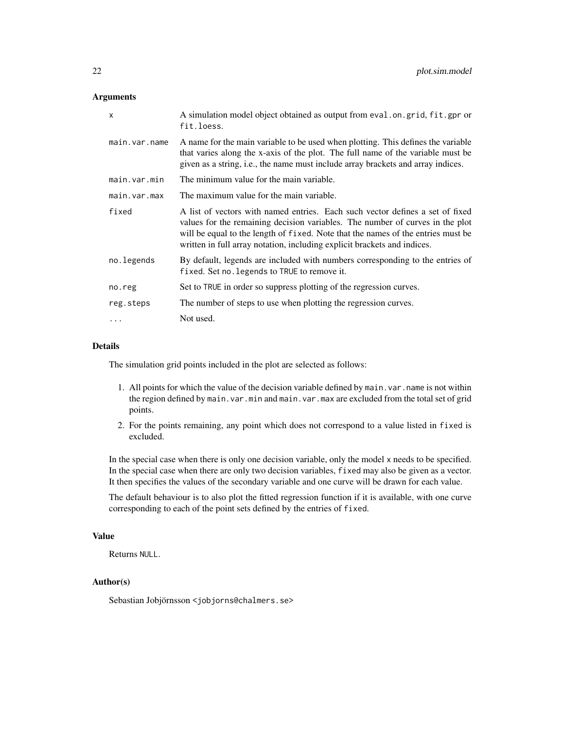## Arguments

| | |
|---|---|
| `x` | A simulation model object obtained as output from `eval.on.grid`, `fit.gpr` or `fit.loess`. |
| `main.var.name` | A name for the main variable to be used when plotting. This defines the variable that varies along the x-axis of the plot. The full name of the variable must be given as a string, i.e., the name must include array brackets and array indices. |
| `main.var.min` | The minimum value for the main variable. |
| `main.var.max` | The maximum value for the main variable. |
| `fixed` | A list of vectors with named entries. Each such vector defines a set of fixed values for the remaining decision variables. The number of curves in the plot will be equal to the length of `fixed`. Note that the names of the entries must be written in full array notation, including explicit brackets and indices. |
| `no.legends` | By default, legends are included with numbers corresponding to the entries of `fixed`. Set `no.legends` to `TRUE` to remove it. |
| `no.reg` | Set to `TRUE` in order so suppress plotting of the regression curves. |
| `reg.steps` | The number of steps to use when plotting the regression curves. |
| `...` | Not used. |

## Details

The simulation grid points included in the plot are selected as follows:

1. All points for which the value of the decision variable defined by `main.var.name` is not within the region defined by `main.var.min` and `main.var.max` are excluded from the total set of grid points.
2. For the points remaining, any point which does not correspond to a value listed in `fixed` is excluded.

In the special case when there is only one decision variable, only the model `x` needs to be specified. In the special case when there are only two decision variables, `fixed` may also be given as a vector. It then specifies the values of the secondary variable and one curve will be drawn for each value.

The default behaviour is to also plot the fitted regression function if it is available, with one curve corresponding to each of the point sets defined by the entries of `fixed`.

## Value

Returns `NULL`.

## Author(s)

Sebastian Jobjörnsson <jobjorns@chalmers.se>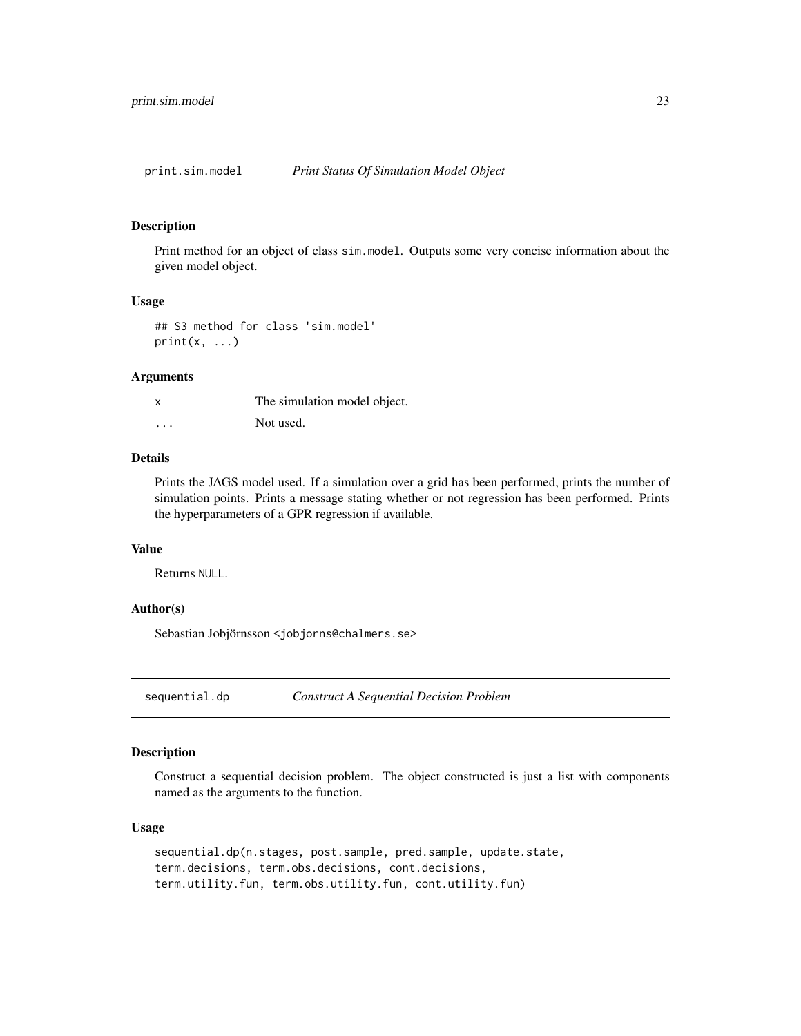## print.sim.model *Print Status Of Simulation Model Object*

### Description

Print method for an object of class `sim.model`. Outputs some very concise information about the given model object.

### Usage

```
## S3 method for class 'sim.model'
print(x, ...)
```

### Arguments

| | |
|---|---|
| x | The simulation model object. |
| ... | Not used. |

### Details

Prints the JAGS model used. If a simulation over a grid has been performed, prints the number of simulation points. Prints a message stating whether or not regression has been performed. Prints the hyperparameters of a GPR regression if available.

### Value

Returns `NULL`.

### Author(s)

Sebastian Jobjörnsson <jobjorns@chalmers.se>

## sequential.dp *Construct A Sequential Decision Problem*

### Description

Construct a sequential decision problem. The object constructed is just a list with components named as the arguments to the function.

### Usage

```
sequential.dp(n.stages, post.sample, pred.sample, update.state,
term.decisions, term.obs.decisions, cont.decisions,
term.utility.fun, term.obs.utility.fun, cont.utility.fun)
```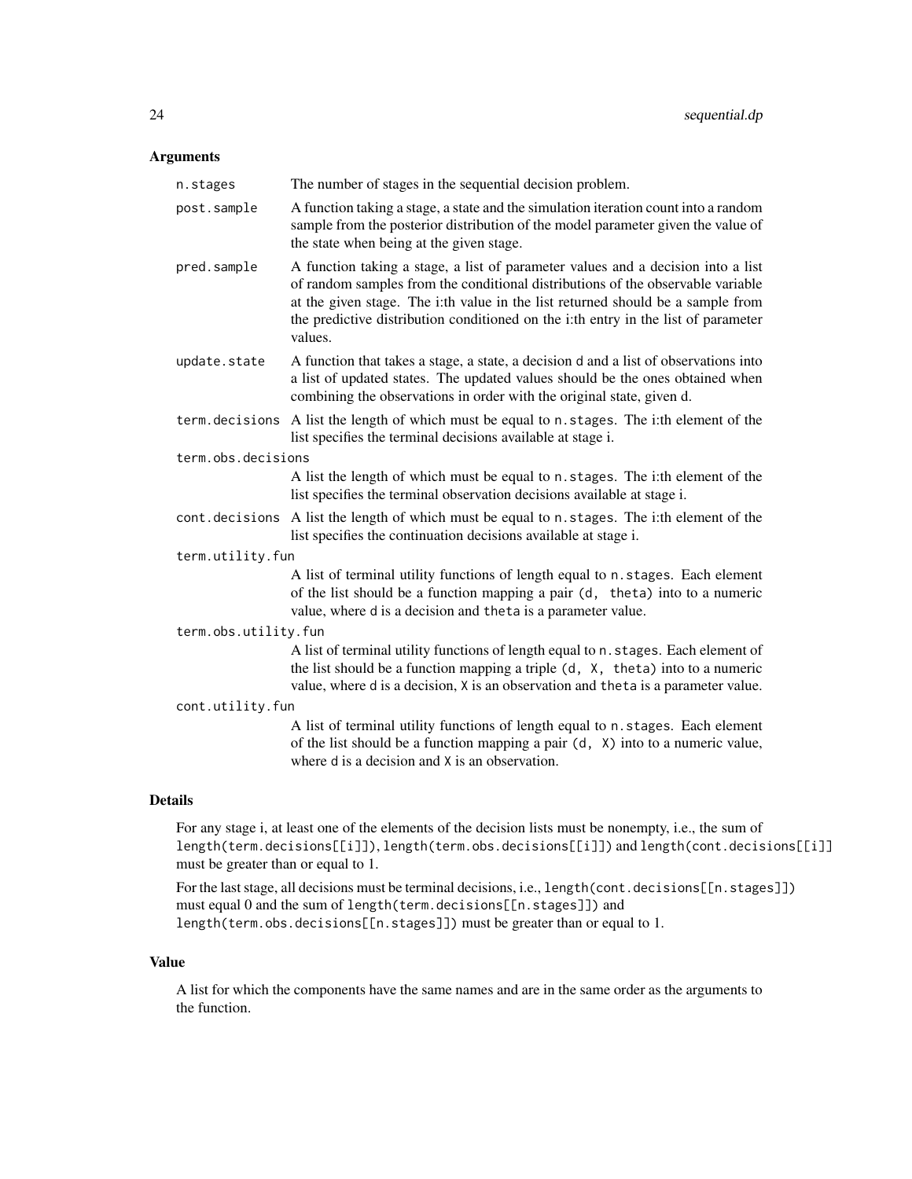## Arguments

- **n.stages** The number of stages in the sequential decision problem.
- **post.sample** A function taking a stage, a state and the simulation iteration count into a random sample from the posterior distribution of the model parameter given the value of the state when being at the given stage.
- **pred.sample** A function taking a stage, a list of parameter values and a decision into a list of random samples from the conditional distributions of the observable variable at the given stage. The i:th value in the list returned should be a sample from the predictive distribution conditioned on the i:th entry in the list of parameter values.
- **update.state** A function that takes a stage, a state, a decision `d` and a list of observations into a list of updated states. The updated values should be the ones obtained when combining the observations in order with the original state, given d.
- **term.decisions** A list the length of which must be equal to `n.stages`. The i:th element of the list specifies the terminal decisions available at stage i.
- **term.obs.decisions** A list the length of which must be equal to `n.stages`. The i:th element of the list specifies the terminal observation decisions available at stage i.
- **cont.decisions** A list the length of which must be equal to `n.stages`. The i:th element of the list specifies the continuation decisions available at stage i.
- **term.utility.fun** A list of terminal utility functions of length equal to `n.stages`. Each element of the list should be a function mapping a pair `(d, theta)` into to a numeric value, where `d` is a decision and `theta` is a parameter value.
- **term.obs.utility.fun** A list of terminal utility functions of length equal to `n.stages`. Each element of the list should be a function mapping a triple `(d, X, theta)` into to a numeric value, where `d` is a decision, `X` is an observation and `theta` is a parameter value.
- **cont.utility.fun** A list of terminal utility functions of length equal to `n.stages`. Each element of the list should be a function mapping a pair `(d, X)` into to a numeric value, where `d` is a decision and `X` is an observation.

## Details

For any stage i, at least one of the elements of the decision lists must be nonempty, i.e., the sum of `length(term.decisions[[i]])`, `length(term.obs.decisions[[i]])` and `length(cont.decisions[[i]])` must be greater than or equal to 1.

For the last stage, all decisions must be terminal decisions, i.e., `length(cont.decisions[[n.stages]])` must equal 0 and the sum of `length(term.decisions[[n.stages]])` and `length(term.obs.decisions[[n.stages]])` must be greater than or equal to 1.

## Value

A list for which the components have the same names and are in the same order as the arguments to the function.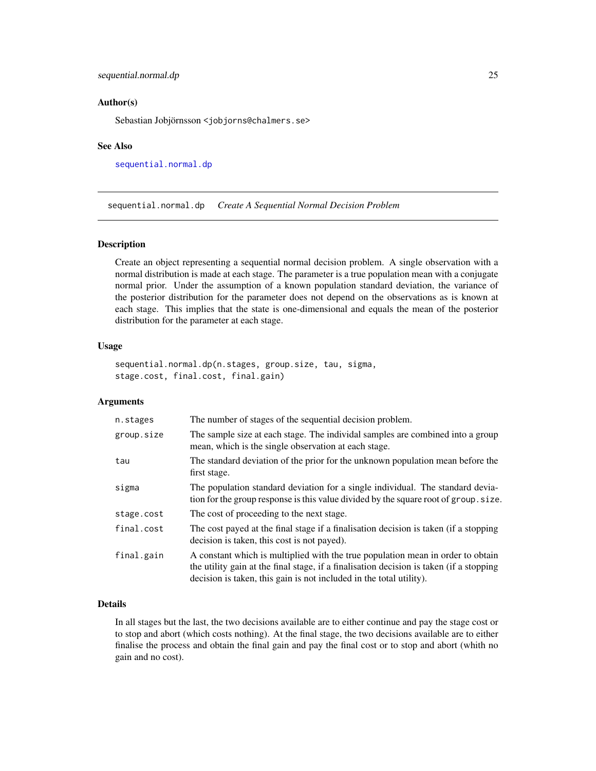### Author(s)

Sebastian Jobjörnsson <jobjorns@chalmers.se>

### See Also

sequential.normal.dp

---

## sequential.normal.dp    *Create A Sequential Normal Decision Problem*

---

### Description

Create an object representing a sequential normal decision problem. A single observation with a normal distribution is made at each stage. The parameter is a true population mean with a conjugate normal prior. Under the assumption of a known population standard deviation, the variance of the posterior distribution for the parameter does not depend on the observations as is known at each stage. This implies that the state is one-dimensional and equals the mean of the posterior distribution for the parameter at each stage.

### Usage

```
sequential.normal.dp(n.stages, group.size, tau, sigma,
stage.cost, final.cost, final.gain)
```

### Arguments

| | |
|---|---|
| `n.stages` | The number of stages of the sequential decision problem. |
| `group.size` | The sample size at each stage. The individal samples are combined into a group mean, which is the single observation at each stage. |
| `tau` | The standard deviation of the prior for the unknown population mean before the first stage. |
| `sigma` | The population standard deviation for a single individual. The standard deviation for the group response is this value divided by the square root of `group.size`. |
| `stage.cost` | The cost of proceeding to the next stage. |
| `final.cost` | The cost payed at the final stage if a finalisation decision is taken (if a stopping decision is taken, this cost is not payed). |
| `final.gain` | A constant which is multiplied with the true population mean in order to obtain the utility gain at the final stage, if a finalisation decision is taken (if a stopping decision is taken, this gain is not included in the total utility). |

### Details

In all stages but the last, the two decisions available are to either continue and pay the stage cost or to stop and abort (which costs nothing). At the final stage, the two decisions available are to either finalise the process and obtain the final gain and pay the final cost or to stop and abort (whith no gain and no cost).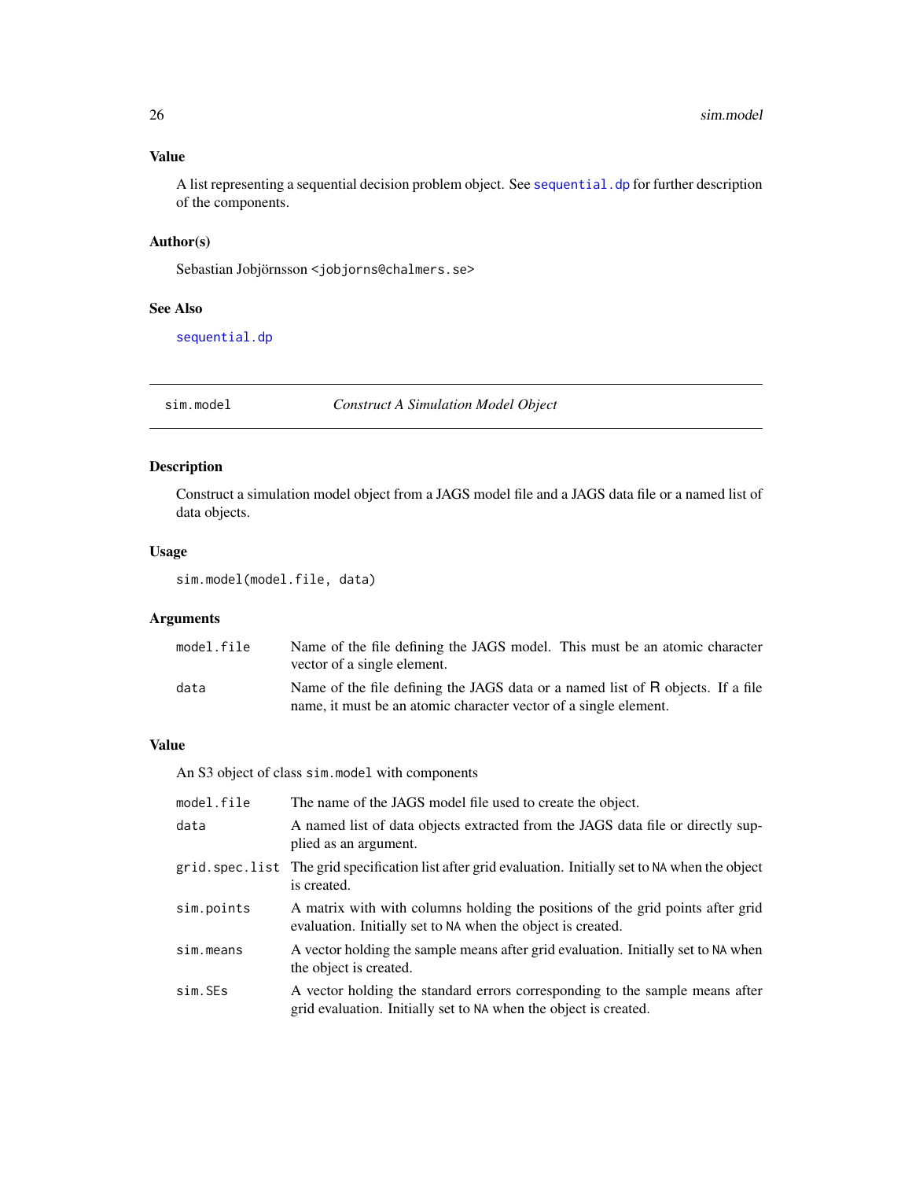### Value

A list representing a sequential decision problem object. See `sequential.dp` for further description of the components.

### Author(s)

Sebastian Jobjörnsson <jobjorns@chalmers.se>

### See Also

`sequential.dp`

---

## sim.model — *Construct A Simulation Model Object*

### Description

Construct a simulation model object from a JAGS model file and a JAGS data file or a named list of data objects.

### Usage

```
sim.model(model.file, data)
```

### Arguments

| | |
|---|---|
| `model.file` | Name of the file defining the JAGS model. This must be an atomic character vector of a single element. |
| `data` | Name of the file defining the JAGS data or a named list of R objects. If a file name, it must be an atomic character vector of a single element. |

### Value

An S3 object of class `sim.model` with components

| | |
|---|---|
| `model.file` | The name of the JAGS model file used to create the object. |
| `data` | A named list of data objects extracted from the JAGS data file or directly supplied as an argument. |
| `grid.spec.list` | The grid specification list after grid evaluation. Initially set to `NA` when the object is created. |
| `sim.points` | A matrix with with columns holding the positions of the grid points after grid evaluation. Initially set to `NA` when the object is created. |
| `sim.means` | A vector holding the sample means after grid evaluation. Initially set to `NA` when the object is created. |
| `sim.SEs` | A vector holding the standard errors corresponding to the sample means after grid evaluation. Initially set to `NA` when the object is created. |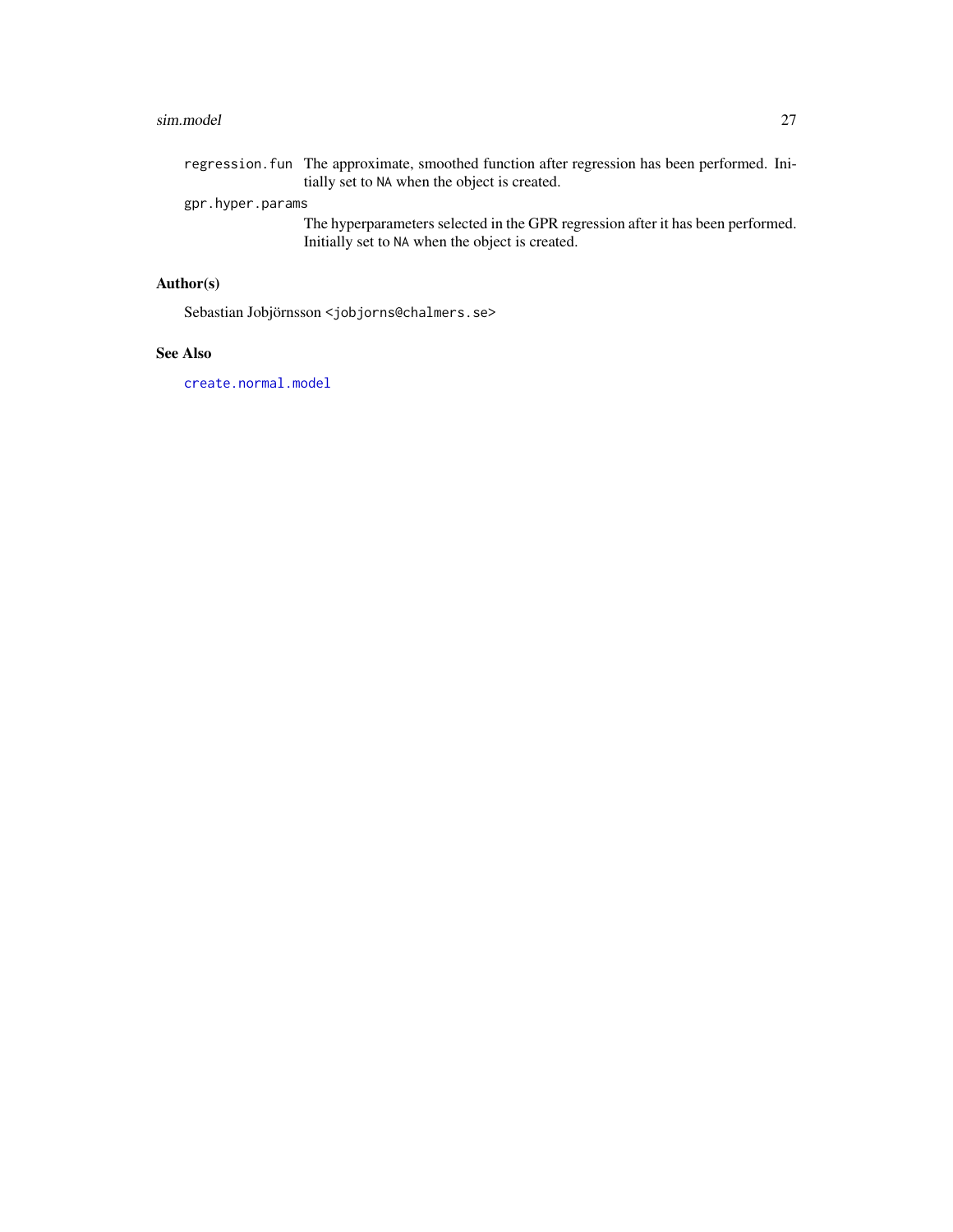`regression.fun` The approximate, smoothed function after regression has been performed. Initially set to `NA` when the object is created.

`gpr.hyper.params`
The hyperparameters selected in the GPR regression after it has been performed. Initially set to `NA` when the object is created.

## Author(s)

Sebastian Jobjörnsson <jobjorns@chalmers.se>

## See Also

`create.normal.model`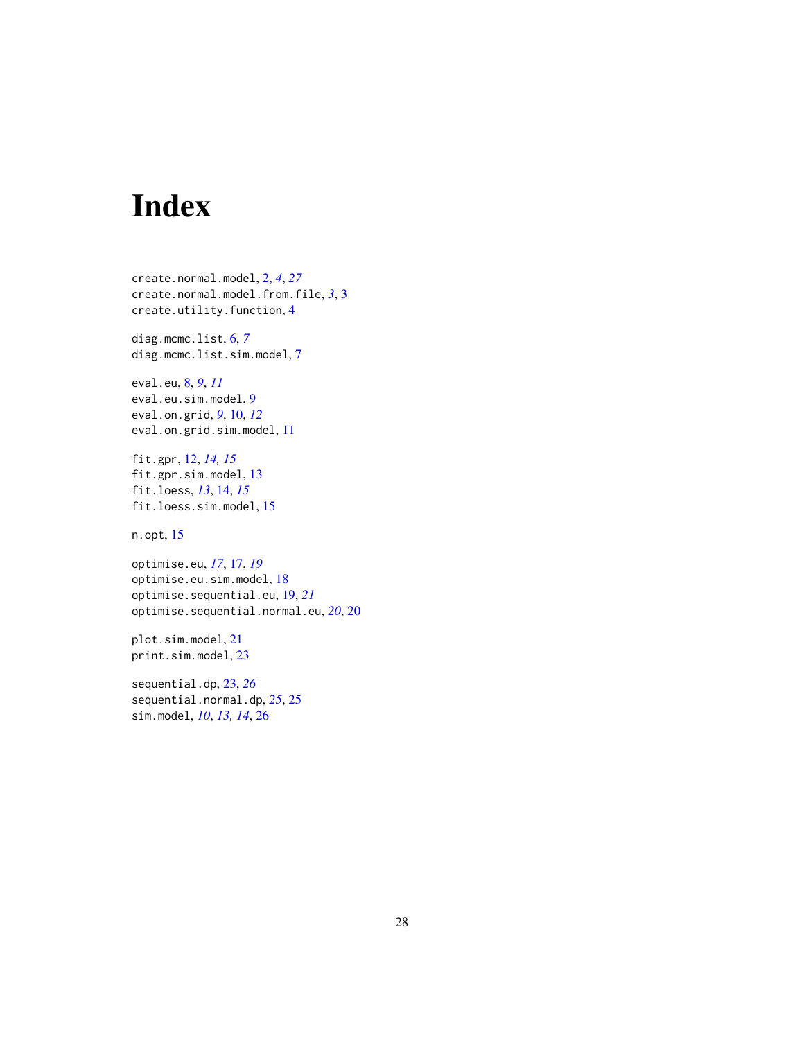# Index

create.normal.model, 2, *4*, *27*
create.normal.model.from.file, *3*, 3
create.utility.function, 4

diag.mcmc.list, 6, *7*
diag.mcmc.list.sim.model, 7

eval.eu, 8, *9*, *11*
eval.eu.sim.model, 9
eval.on.grid, *9*, 10, *12*
eval.on.grid.sim.model, 11

fit.gpr, 12, *14, 15*
fit.gpr.sim.model, 13
fit.loess, *13*, 14, *15*
fit.loess.sim.model, 15

n.opt, 15

optimise.eu, *17*, 17, *19*
optimise.eu.sim.model, 18
optimise.sequential.eu, 19, *21*
optimise.sequential.normal.eu, *20*, 20

plot.sim.model, 21
print.sim.model, 23

sequential.dp, 23, *26*
sequential.normal.dp, *25*, 25
sim.model, *10*, *13, 14*, 26